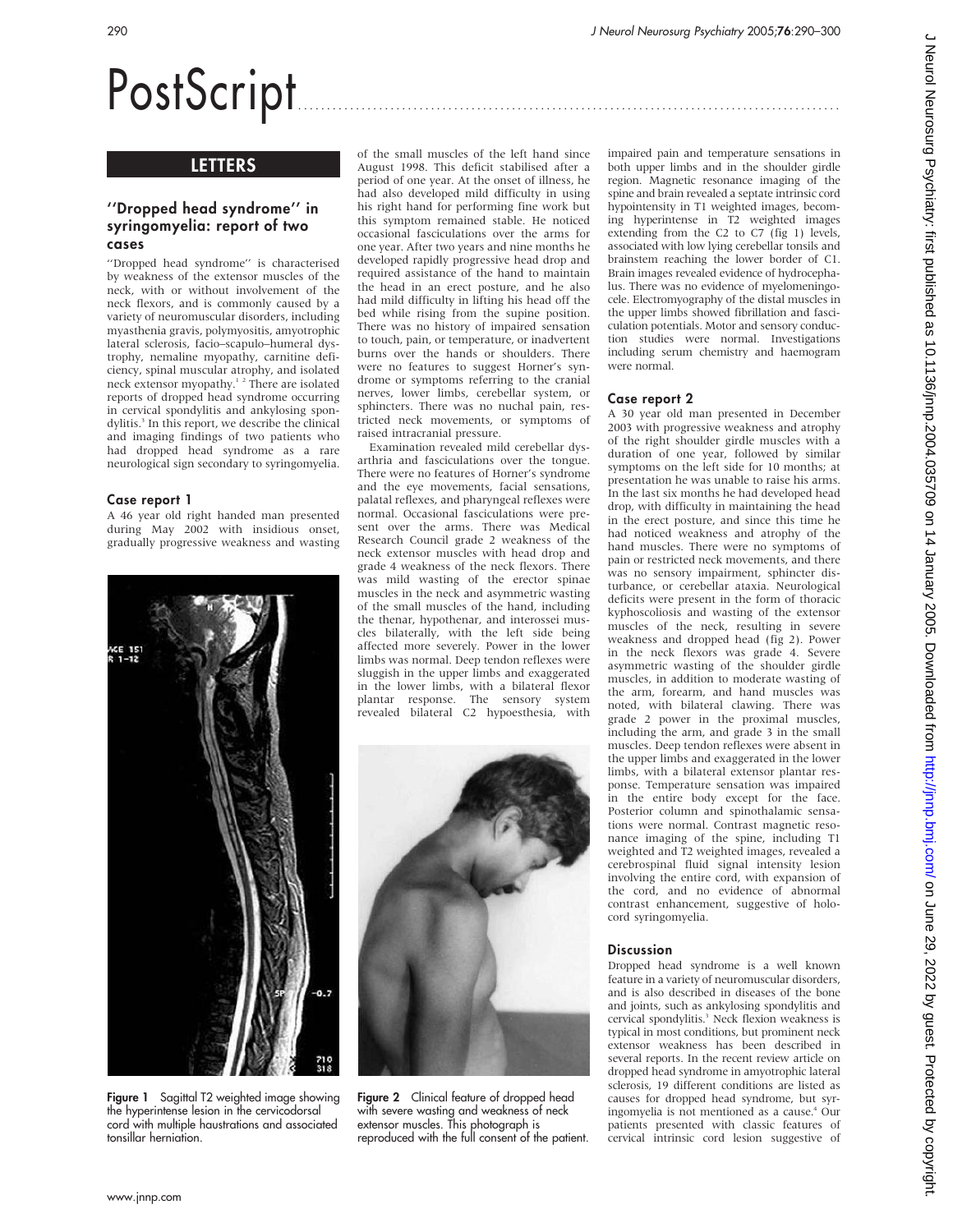# PostScript

## LETTERS

### "Dropped head syndrome" in syringomyelia: report of two cases

"Dropped head syndrome" is characterised by weakness of the extensor muscles of the neck, with or without involvement of the neck flexors, and is commonly caused by a variety of neuromuscular disorders, including myasthenia gravis, polymyositis, amyotrophic lateral sclerosis, facio–scapulo–humeral dystrophy, nemaline myopathy, carnitine deficiency, spinal muscular atrophy, and isolated neck extensor myopathy.[1 2] There are isolated reports of dropped head syndrome occurring in cervical spondylitis and ankylosing spondylitis.[3] In this report, we describe the clinical and imaging findings of two patients who had dropped head syndrome as a rare neurological sign secondary to syringomyelia.

#### Case report 1

A 46 year old right handed man presented during May 2002 with insidious onset, gradually progressive weakness and wasting of the small muscles of the left hand since August 1998. This deficit stabilised after a period of one year. At the onset of illness, he had also developed mild difficulty in using his right hand for performing fine work but this symptom remained stable. He noticed occasional fasciculations over the arms for one year. After two years and nine months he developed rapidly progressive head drop and required assistance of the hand to maintain the head in an erect posture, and he also had mild difficulty in lifting his head off the bed while rising from the supine position. There was no history of impaired sensation to touch, pain, or temperature, or inadvertent burns over the hands or shoulders. There were no features to suggest Horner's syndrome or symptoms referring to the cranial nerves, lower limbs, cerebellar system, or sphincters. There was no nuchal pain, restricted neck movements, or symptoms of raised intracranial pressure.

Examination revealed mild cerebellar dysarthria and fasciculations over the tongue. There were no features of Horner's syndrome and the eye movements, facial sensations, palatal reflexes, and pharyngeal reflexes were normal. Occasional fasciculations were present over the arms. There was Medical Research Council grade 2 weakness of the neck extensor muscles with head drop and grade 4 weakness of the neck flexors. There was mild wasting of the erector spinae muscles in the neck and asymmetric wasting of the small muscles of the hand, including the thenar, hypothenar, and interossei muscles bilaterally, with the left side being affected more severely. Power in the lower limbs was normal. Deep tendon reflexes were sluggish in the upper limbs and exaggerated in the lower limbs, with a bilateral flexor plantar response. The sensory system revealed bilateral C2 hypoesthesia, with impaired pain and temperature sensations in both upper limbs and in the shoulder girdle region. Magnetic resonance imaging of the spine and brain revealed a septate intrinsic cord hypointensity in T1 weighted images, becoming hyperintense in T2 weighted images extending from the C2 to C7 (fig 1) levels, associated with low lying cerebellar tonsils and brainstem reaching the lower border of C1. Brain images revealed evidence of hydrocephalus. There was no evidence of myelomeningocele. Electromyography of the distal muscles in the upper limbs showed fibrillation and fasciculation potentials. Motor and sensory conduction studies were normal. Investigations including serum chemistry and haemogram were normal.

**Figure 1** Sagittal T2 weighted image showing the hyperintense lesion in the cervicodorsal cord with multiple haustrations and associated tonsillar herniation.

#### Case report 2

A 30 year old man presented in December 2003 with progressive weakness and atrophy of the right shoulder girdle muscles with a duration of one year, followed by similar symptoms on the left side for 10 months; at presentation he was unable to raise his arms. In the last six months he had developed head drop, with difficulty in maintaining the head in the erect posture, and since this time he had noticed weakness and atrophy of the hand muscles. There were no symptoms of pain or restricted neck movements, and there was no sensory impairment, sphincter disturbance, or cerebellar ataxia. Neurological deficits were present in the form of thoracic kyphoscoliosis and wasting of the extensor muscles of the neck, resulting in severe weakness and dropped head (fig 2). Power in the neck flexors was grade 4. Severe asymmetric wasting of the shoulder girdle muscles, in addition to moderate wasting of the arm, forearm, and hand muscles was noted, with bilateral clawing. There was grade 2 power in the proximal muscles, including the arm, and grade 3 in the small muscles. Deep tendon reflexes were absent in the upper limbs and exaggerated in the lower limbs, with a bilateral extensor plantar response. Temperature sensation was impaired in the entire body except for the face. Posterior column and spinothalamic sensations were normal. Contrast magnetic resonance imaging of the spine, including T1 weighted and T2 weighted images, revealed a cerebrospinal fluid signal intensity lesion involving the entire cord, with expansion of the cord, and no evidence of abnormal contrast enhancement, suggestive of holocord syringomyelia.

**Figure 2** Clinical feature of dropped head with severe wasting and weakness of neck extensor muscles. This photograph is reproduced with the full consent of the patient.

#### Discussion

Dropped head syndrome is a well known feature in a variety of neuromuscular disorders, and is also described in diseases of the bone and joints, such as ankylosing spondylitis and cervical spondylitis.[3] Neck flexion weakness is typical in most conditions, but prominent neck extensor weakness has been described in several reports. In the recent review article on dropped head syndrome in amyotrophic lateral sclerosis, 19 different conditions are listed as causes for dropped head syndrome, but syringomyelia is not mentioned as a cause.[4] Our patients presented with classic features of cervical intrinsic cord lesion suggestive of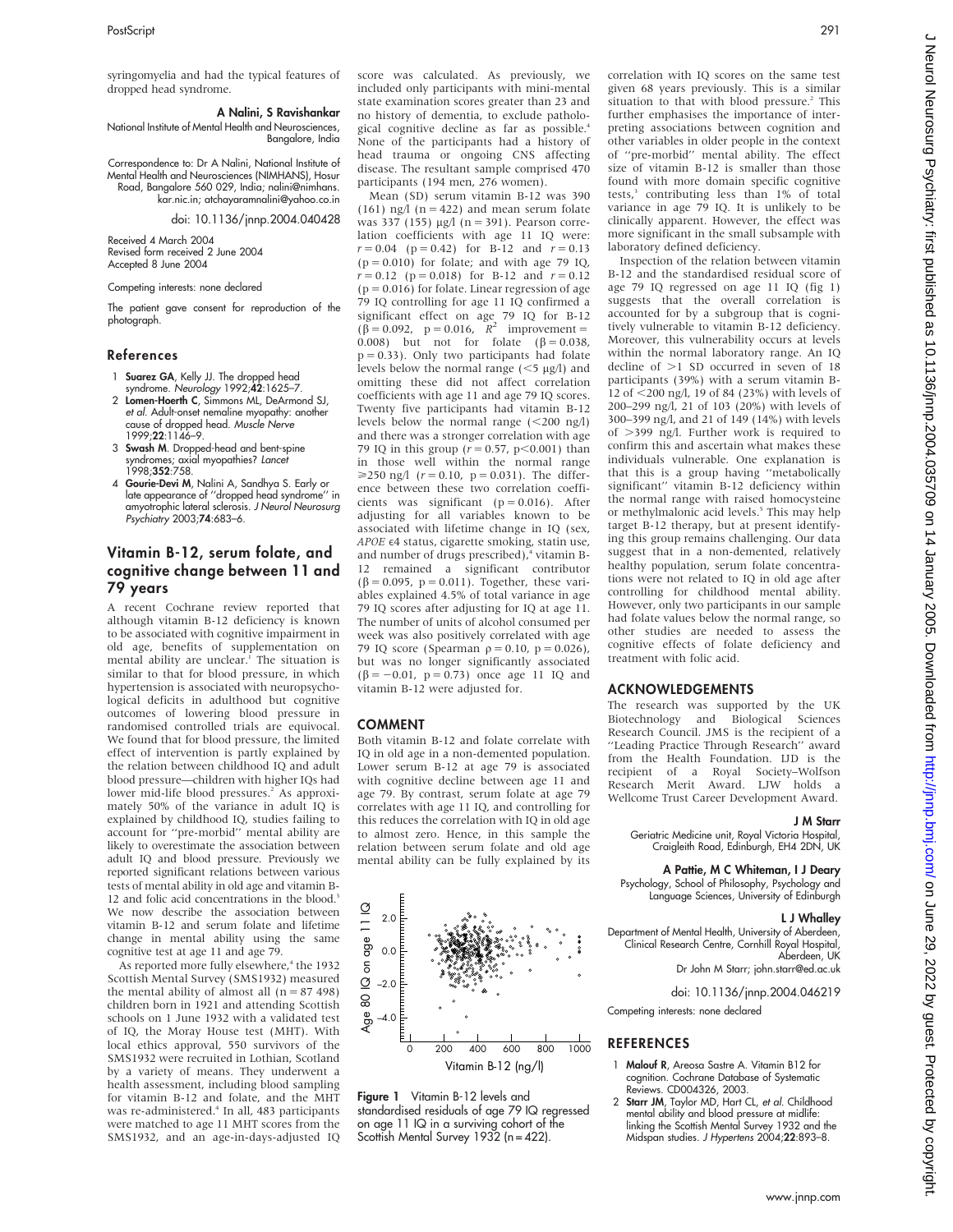syringomyelia and had the typical features of dropped head syndrome.

**A Nalini, S Ravishankar**
National Institute of Mental Health and Neurosciences, Bangalore, India

Correspondence to: Dr A Nalini, National Institute of Mental Health and Neurosciences (NIMHANS), Hosur Road, Bangalore 560 029, India; nalini@nimhans.kar.nic.in; atchayaramnalini@yahoo.co.in

doi: 10.1136/jnnp.2004.040428

Received 4 March 2004
Revised form received 2 June 2004
Accepted 8 June 2004

Competing interests: none declared

The patient gave consent for reproduction of the photograph.

## References

1 **Suarez GA**, Kelly JJ. The dropped head syndrome. *Neurology* 1992;**42**:1625–7.
2 **Lomen-Hoerth C**, Simmons ML, DeArmond SJ, *et al*. Adult-onset nemaline myopathy: another cause of dropped head. *Muscle Nerve* 1999;**22**:1146–9.
3 **Swash M**. Dropped-head and bent-spine syndromes; axial myopathies? *Lancet* 1998;**352**:758.
4 **Gourie-Devi M**, Nalini A, Sandhya S. Early or late appearance of "dropped head syndrome" in amyotrophic lateral sclerosis. *J Neurol Neurosurg Psychiatry* 2003;**74**:683–6.

## Vitamin B-12, serum folate, and cognitive change between 11 and 79 years

A recent Cochrane review reported that although vitamin B-12 deficiency is known to be associated with cognitive impairment in old age, benefits of supplementation on mental ability are unclear.[1] The situation is similar to that for blood pressure, in which hypertension is associated with neuropsychological deficits in adulthood but cognitive outcomes of lowering blood pressure in randomised controlled trials are equivocal. We found that for blood pressure, the limited effect of intervention is partly explained by the relation between childhood IQ and adult blood pressure—children with higher IQs had lower mid-life blood pressures.[2] As approximately 50% of the variance in adult IQ is explained by childhood IQ, studies failing to account for "pre-morbid" mental ability are likely to overestimate the association between adult IQ and blood pressure. Previously we reported significant relations between various tests of mental ability in old age and vitamin B-12 and folic acid concentrations in the blood.[3] We now describe the association between vitamin B-12 and serum folate and lifetime change in mental ability using the same cognitive test at age 11 and age 79.

As reported more fully elsewhere,[4] the 1932 Scottish Mental Survey (SMS1932) measured the mental ability of almost all (n = 87 498) children born in 1921 and attending Scottish schools on 1 June 1932 with a validated test of IQ, the Moray House test (MHT). With local ethics approval, 550 survivors of the SMS1932 were recruited in Lothian, Scotland by a variety of means. They underwent a health assessment, including blood sampling for vitamin B-12 and folate, and the MHT was re-administered.[4] In all, 483 participants were matched to age 11 MHT scores from the SMS1932, and an age-in-days-adjusted IQ score was calculated. As previously, we included only participants with mini-mental state examination scores greater than 23 and no history of dementia, to exclude pathological cognitive decline as far as possible.[4] None of the participants had a history of head trauma or ongoing CNS affecting disease. The resultant sample comprised 470 participants (194 men, 276 women).

Mean (SD) serum vitamin B-12 was 390 (161) ng/l (n = 422) and mean serum folate was 337 (155) µg/l (n = 391). Pearson correlation coefficients with age 11 IQ were: $r = 0.04$ ($p = 0.42$) for B-12 and $r = 0.13$ ($p = 0.010$) for folate; and with age 79 IQ, $r = 0.12$ ($p = 0.018$) for B-12 and $r = 0.12$ ($p = 0.016$) for folate. Linear regression of age 79 IQ controlling for age 11 IQ confirmed a significant effect on age 79 IQ for B-12 ($\beta = 0.092$, $p = 0.016$, $R^2$ improvement = 0.008) but not for folate ($\beta = 0.038$, $p = 0.33$). Only two participants had folate levels below the normal range (<5 µg/l) and omitting these did not affect correlation coefficients with age 11 and age 79 IQ scores. Twenty five participants had vitamin B-12 levels below the normal range (<200 ng/l) and there was a stronger correlation with age 79 IQ in this group ($r = 0.57$, $p < 0.001$) than in those well within the normal range ≥250 ng/l ($r = 0.10$, $p = 0.031$). The difference between these two correlation coefficients was significant ($p = 0.016$). After adjusting for all variables known to be associated with lifetime change in IQ (sex, *APOE* ε4 status, cigarette smoking, statin use, and number of drugs prescribed),[4] vitamin B-12 remained a significant contributor ($\beta = 0.095$, $p = 0.011$). Together, these variables explained 4.5% of total variance in age 79 IQ scores after adjusting for IQ at age 11. The number of units of alcohol consumed per week was also positively correlated with age 79 IQ score (Spearman $\rho = 0.10$, $p = 0.026$), but was no longer significantly associated ($\beta = -0.01$, $p = 0.73$) once age 11 IQ and vitamin B-12 were adjusted for.

### COMMENT

Both vitamin B-12 and folate correlate with IQ in old age in a non-demented population. Lower serum B-12 at age 79 is associated with cognitive decline between age 11 and age 79. By contrast, serum folate at age 79 correlates with age 11 IQ, and controlling for this reduces the correlation with IQ in old age to almost zero. Hence, in this sample the relation between serum folate and old age mental ability can be fully explained by its correlation with IQ scores on the same test given 68 years previously. This is a similar situation to that with blood pressure.[2] This further emphasises the importance of interpreting associations between cognition and other variables in older people in the context of "pre-morbid" mental ability. The effect size of vitamin B-12 is smaller than those found with more domain specific cognitive tests,[3] contributing less than 1% of total variance in age 79 IQ. It is unlikely to be clinically apparent. However, the effect was more significant in the small subsample with laboratory defined deficiency.

Figure 1 Vitamin B-12 levels and standardised residuals of age 79 IQ regressed on age 11 IQ in a surviving cohort of the Scottish Mental Survey 1932 (n = 422).

Inspection of the relation between vitamin B-12 and the standardised residual score of age 79 IQ regressed on age 11 IQ (fig 1) suggests that the overall correlation is accounted for by a subgroup that is cognitively vulnerable to vitamin B-12 deficiency. Moreover, this vulnerability occurs at levels within the normal laboratory range. An IQ decline of >1 SD occurred in seven of 18 participants (39%) with a serum vitamin B-12 of <200 ng/l, 19 of 84 (23%) with levels of 200–299 ng/l, 21 of 103 (20%) with levels of 300–399 ng/l, and 21 of 149 (14%) with levels of >399 ng/l. Further work is required to confirm this and ascertain what makes these individuals vulnerable. One explanation is that this is a group having "metabolically significant" vitamin B-12 deficiency within the normal range with raised homocysteine or methylmalonic acid levels.[5] This may help target B-12 therapy, but at present identifying this group remains challenging. Our data suggest that in a non-demented, relatively healthy population, serum folate concentrations were not related to IQ in old age after controlling for childhood mental ability. However, only two participants in our sample had folate values below the normal range, so other studies are needed to assess the cognitive effects of folate deficiency and treatment with folic acid.

### ACKNOWLEDGEMENTS

The research was supported by the UK Biotechnology and Biological Sciences Research Council. JMS is the recipient of a "Leading Practice Through Research" award from the Health Foundation. IJD is the recipient of a Royal Society–Wolfson Research Merit Award. LJW holds a Wellcome Trust Career Development Award.

**J M Starr**
Geriatric Medicine unit, Royal Victoria Hospital, Craigleith Road, Edinburgh, EH4 2DN, UK

**A Pattie, M C Whiteman, I J Deary**
Psychology, School of Philosophy, Psychology and Language Sciences, University of Edinburgh

**L J Whalley**
Department of Mental Health, University of Aberdeen, Clinical Research Centre, Cornhill Royal Hospital, Aberdeen, UK
Dr John M Starr; john.starr@ed.ac.uk

doi: 10.1136/jnnp.2004.046219

Competing interests: none declared

### REFERENCES

1 **Malouf R**, Areosa Sastre A. Vitamin B12 for cognition. Cochrane Database of Systematic Reviews. CD004326, 2003.
2 **Starr JM**, Taylor MD, Hart CL, *et al*. Childhood mental ability and blood pressure at midlife: linking the Scottish Mental Survey 1932 and the Midspan studies. *J Hypertens* 2004;**22**:893–8.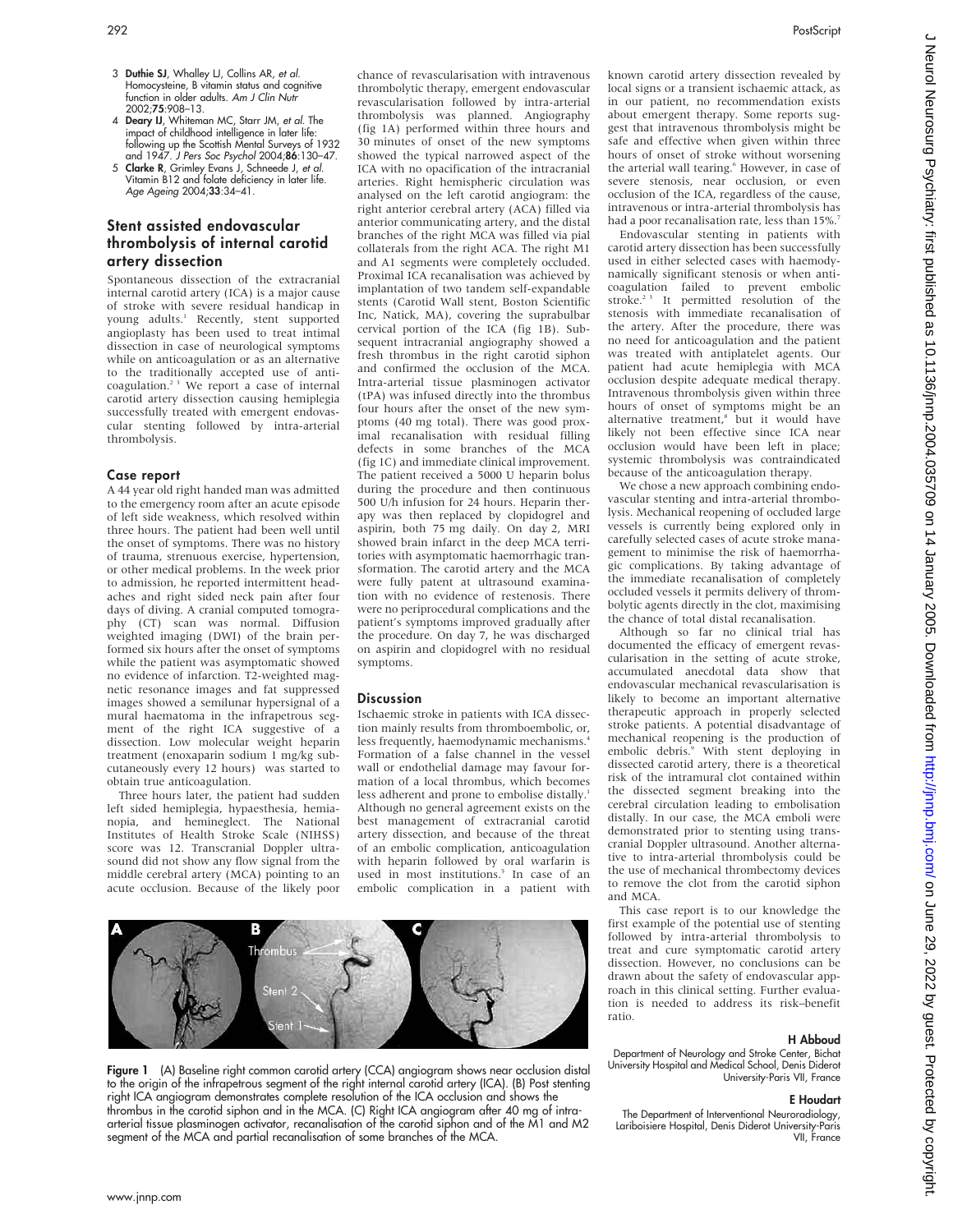3 **Duthie SJ**, Whalley LJ, Collins AR, *et al*. Homocysteine, B vitamin status and cognitive function in older adults. *Am J Clin Nutr* 2002;**75**:908–13.

4 **Deary IJ**, Whiteman MC, Starr JM, *et al*. The impact of childhood intelligence in later life: following up the Scottish Mental Surveys of 1932 and 1947. *J Pers Soc Psychol* 2004;**86**:130–47.

5 **Clarke R**, Grimley Evans J, Schneede J, *et al*. Vitamin B12 and folate deficiency in later life. *Age Ageing* 2004;**33**:34–41.

## Stent assisted endovascular thrombolysis of internal carotid artery dissection

Spontaneous dissection of the extracranial internal carotid artery (ICA) is a major cause of stroke with severe residual handicap in young adults.[1] Recently, stent supported angioplasty has been used to treat intimal dissection in case of neurological symptoms while on anticoagulation or as an alternative to the traditionally accepted use of anticoagulation.[2,3] We report a case of internal carotid artery dissection causing hemiplegia successfully treated with emergent endovascular stenting followed by intra-arterial thrombolysis.

### Case report

A 44 year old right handed man was admitted to the emergency room after an acute episode of left side weakness, which resolved within three hours. The patient had been well until the onset of symptoms. There was no history of trauma, strenuous exercise, hypertension, or other medical problems. In the week prior to admission, he reported intermittent headaches and right sided neck pain after four days of diving. A cranial computed tomography (CT) scan was normal. Diffusion weighted imaging (DWI) of the brain performed six hours after the onset of symptoms while the patient was asymptomatic showed no evidence of infarction. T2-weighted magnetic resonance images and fat suppressed images showed a semilunar hypersignal of a mural haematoma in the infrapetrous segment of the right ICA suggestive of a dissection. Low molecular weight heparin treatment (enoxaparin sodium 1 mg/kg subcutaneously every 12 hours) was started to obtain true anticoagulation.

Three hours later, the patient had sudden left sided hemiplegia, hypaesthesia, hemianopia, and hemineglect. The National Institutes of Health Stroke Scale (NIHSS) score was 12. Transcranial Doppler ultrasound did not show any flow signal from the middle cerebral artery (MCA) pointing to an acute occlusion. Because of the likely poor chance of revascularisation with intravenous thrombolytic therapy, emergent endovascular revascularisation followed by intra-arterial thrombolysis was planned. Angiography (fig 1A) performed within three hours and 30 minutes of onset of the new symptoms showed the typical narrowed aspect of the ICA with no opacification of the intracranial arteries. Right hemispheric circulation was analysed on the left carotid angiogram: the right anterior cerebral artery (ACA) filled via anterior communicating artery, and the distal branches of the right MCA was filled via pial collaterals from the right ACA. The right M1 and A1 segments were completely occluded. Proximal ICA recanalisation was achieved by implantation of two tandem self-expandable stents (Carotid Wall stent, Boston Scientific Inc, Natick, MA), covering the suprabulbar cervical portion of the ICA (fig 1B). Subsequent intracranial angiography showed a fresh thrombus in the right carotid siphon and confirmed the occlusion of the MCA. Intra-arterial tissue plasminogen activator (tPA) was infused directly into the thrombus four hours after the onset of the new symptoms (40 mg total). There was good proximal recanalisation with residual filling defects in some branches of the MCA (fig 1C) and immediate clinical improvement. The patient received a 5000 U heparin bolus during the procedure and then continuous 500 U/h infusion for 24 hours. Heparin therapy was then replaced by clopidogrel and aspirin, both 75 mg daily. On day 2, MRI showed brain infarct in the deep MCA territories with asymptomatic haemorrhagic transformation. The carotid artery and the MCA were fully patent at ultrasound examination with no evidence of restenosis. There were no periprocedural complications and the patient's symptoms improved gradually after the procedure. On day 7, he was discharged on aspirin and clopidogrel with no residual symptoms.

### Discussion

Ischaemic stroke in patients with ICA dissection mainly results from thromboembolic, or, less frequently, haemodynamic mechanisms.[4] Formation of a false channel in the vessel wall or endothelial damage may favour formation of a local thrombus, which becomes less adherent and prone to embolise distally.[1] Although no general agreement exists on the best management of extracranial carotid artery dissection, and because of the threat of an embolic complication, anticoagulation with heparin followed by oral warfarin is used in most institutions.[5] In case of an embolic complication in a patient with known carotid artery dissection revealed by local signs or a transient ischaemic attack, as in our patient, no recommendation exists about emergent therapy. Some reports suggest that intravenous thrombolysis might be safe and effective when given within three hours of onset of stroke without worsening the arterial wall tearing.[6] However, in case of severe stenosis, near occlusion, or even occlusion of the ICA, regardless of the cause, intravenous or intra-arterial thrombolysis has had a poor recanalisation rate, less than 15%.[7]

Endovascular stenting in patients with carotid artery dissection has been successfully used in either selected cases with haemodynamically significant stenosis or when anticoagulation failed to prevent embolic stroke.[2,3] It permitted resolution of the stenosis with immediate recanalisation of the artery. After the procedure, there was no need for anticoagulation and the patient was treated with antiplatelet agents. Our patient had acute hemiplegia with MCA occlusion despite adequate medical therapy. Intravenous thrombolysis given within three hours of onset of symptoms might be an alternative treatment,[8] but it would have likely not been effective since ICA near occlusion would have been left in place; systemic thrombolysis was contraindicated because of the anticoagulation therapy.

We chose a new approach combining endovascular stenting and intra-arterial thrombolysis. Mechanical reopening of occluded large vessels is currently being explored only in carefully selected cases of acute stroke management to minimise the risk of haemorrhagic complications. By taking advantage of the immediate recanalisation of completely occluded vessels it permits delivery of thrombolytic agents directly in the clot, maximising the chance of total distal recanalisation.

Although so far no clinical trial has documented the efficacy of emergent revascularisation in the setting of acute stroke, accumulated anecdotal data show that endovascular mechanical revascularisation is likely to become an important alternative therapeutic approach in properly selected stroke patients. A potential disadvantage of mechanical reopening is the production of embolic debris.[9] With stent deploying in dissected carotid artery, there is a theoretical risk of the intramural clot contained within the dissected segment breaking into the cerebral circulation leading to embolisation distally. In our case, the MCA emboli were demonstrated prior to stenting using transcranial Doppler ultrasound. Another alternative to intra-arterial thrombolysis could be the use of mechanical thrombectomy devices to remove the clot from the carotid siphon and MCA.

This case report is to our knowledge the first example of the potential use of stenting followed by intra-arterial thrombolysis to treat and cure symptomatic carotid artery dissection. However, no conclusions can be drawn about the safety of endovascular approach in this clinical setting. Further evaluation is needed to address its risk–benefit ratio.

**H Abboud**
Department of Neurology and Stroke Center, Bichat University Hospital and Medical School, Denis Diderot University-Paris VII, France

**E Houdart**
The Department of Interventional Neuroradiology, Lariboisiere Hospital, Denis Diderot University-Paris VII, France

**Figure 1** (A) Baseline right common carotid artery (CCA) angiogram shows near occlusion distal to the origin of the infrapetrous segment of the right internal carotid artery (ICA). (B) Post stenting right ICA angiogram demonstrates complete resolution of the ICA occlusion and shows the thrombus in the carotid siphon and in the MCA. (C) Right ICA angiogram after 40 mg of intra-arterial tissue plasminogen activator, recanalisation of the carotid siphon and of the M1 and M2 segment of the MCA and partial recanalisation of some branches of the MCA.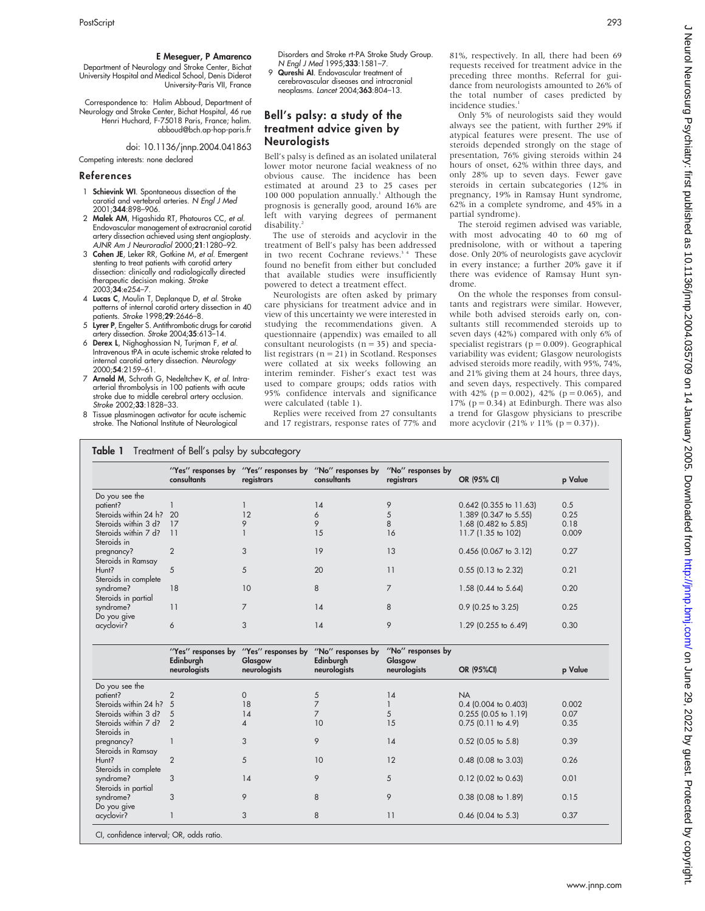**E Meseguer, P Amarenco**

Department of Neurology and Stroke Center, Bichat University Hospital and Medical School, Denis Diderot University-Paris VII, France

Correspondence to: Halim Abboud, Department of Neurology and Stroke Center, Bichat Hospital, 46 rue Henri Huchard, F-75018 Paris, France; halim.abboud@bch.ap-hop-paris.fr

doi: 10.1136/jnnp.2004.041863

Competing interests: none declared

## References

1. **Schievink WI**. Spontaneous dissection of the carotid and vertebral arteries. *N Engl J Med* 2001;**344**:898–906.
2. **Malek AM**, Higashida RT, Phatouros CC, *et al*. Endovascular management of extracranial carotid artery dissection achieved using stent angioplasty. *AJNR Am J Neuroradiol* 2000;**21**:1280–92.
3. **Cohen JE**, Leker RR, Gotkine M, *et al*. Emergent stenting to treat patients with carotid artery dissection: clinically and radiologically directed therapeutic decision making. *Stroke* 2003;**34**:e254–7.
4. **Lucas C**, Moulin T, Deplanque D, *et al*. Stroke patterns of internal carotid artery dissection in 40 patients. *Stroke* 1998;**29**:2646–8.
5. **Lyrer P**, Engelter S. Antithrombotic drugs for carotid artery dissection. *Stroke* 2004;**35**:613–14.
6. **Derex L**, Nighoghossian N, Turjman F, *et al*. Intravenous tPA in acute ischemic stroke related to internal carotid artery dissection. *Neurology* 2000;**54**:2159–61.
7. **Arnold M**, Schroth G, Nedeltchev K, *et al*. Intra-arterial thrombolysis in 100 patients with acute stroke due to middle cerebral artery occlusion. *Stroke* 2002;**33**:1828–33.
8. Tissue plasminogen activator for acute ischemic stroke. The National Institute of Neurological Disorders and Stroke rt-PA Stroke Study Group. *N Engl J Med* 1995;**333**:1581–7.
9. **Qureshi AI**. Endovascular treatment of cerebrovascular diseases and intracranial neoplasms. *Lancet* 2004;**363**:804–13.

## Bell's palsy: a study of the treatment advice given by Neurologists

Bell's palsy is defined as an isolated unilateral lower motor neurone facial weakness of no obvious cause. The incidence has been estimated at around 23 to 25 cases per 100 000 population annually.[1] Although the prognosis is generally good, around 16% are left with varying degrees of permanent disability.[2]

The use of steroids and acyclovir in the treatment of Bell's palsy has been addressed in two recent Cochrane reviews.[3 4] These found no benefit from either but concluded that available studies were insufficiently powered to detect a treatment effect.

Neurologists are often asked by primary care physicians for treatment advice and in view of this uncertainty we were interested in studying the recommendations given. A questionnaire (appendix) was emailed to all consultant neurologists (n = 35) and specialist registrars (n = 21) in Scotland. Responses were collated at six weeks following an interim reminder. Fisher's exact test was used to compare groups; odds ratios with 95% confidence intervals and significance were calculated (table 1).

Replies were received from 27 consultants and 17 registrars, response rates of 77% and 81%, respectively. In all, there had been 69 requests received for treatment advice in the preceding three months. Referral for guidance from neurologists amounted to 26% of the total number of cases predicted by incidence studies.[1]

Only 5% of neurologists said they would always see the patient, with further 29% if atypical features were present. The use of steroids depended strongly on the stage of presentation, 76% giving steroids within 24 hours of onset, 62% within three days, and only 28% up to seven days. Fewer gave steroids in certain subcategories (12% in pregnancy, 19% in Ramsay Hunt syndrome, 62% in a complete syndrome, and 45% in a partial syndrome).

The steroid regimen advised was variable, with most advocating 40 to 60 mg of prednisolone, with or without a tapering dose. Only 20% of neurologists gave acyclovir in every instance; a further 20% gave it if there was evidence of Ramsay Hunt syndrome.

On the whole the responses from consultants and registrars were similar. However, while both advised steroids early on, consultants still recommended steroids up to seven days (42%) compared with only 6% of specialist registrars (p = 0.009). Geographical variability was evident; Glasgow neurologists advised steroids more readily, with 95%, 74%, and 21% giving them at 24 hours, three days, and seven days, respectively. This compared with 42% (p = 0.002), 42% (p = 0.065), and 17% (p = 0.34) at Edinburgh. There was also a trend for Glasgow physicians to prescribe more acyclovir (21% *v* 11% (p = 0.37)).

**Table 1** Treatment of Bell's palsy by subcategory

| | "Yes" responses by consultants | "Yes" responses by registrars | "No" responses by consultants | "No" responses by registrars | OR (95% CI) | p Value |
|---|---|---|---|---|---|---|
| Do you see the patient? | 1 | 1 | 14 | 9 | 0.642 (0.355 to 11.63) | 0.5 |
| Steroids within 24 h? | 20 | 12 | 6 | 5 | 1.389 (0.347 to 5.55) | 0.25 |
| Steroids within 3 d? | 17 | 9 | 9 | 8 | 1.68 (0.482 to 5.85) | 0.18 |
| Steroids within 7 d? | 11 | 1 | 15 | 16 | 11.7 (1.35 to 102) | 0.009 |
| Steroids in pregnancy? | 2 | 3 | 19 | 13 | 0.456 (0.067 to 3.12) | 0.27 |
| Steroids in Ramsay Hunt? | 5 | 5 | 20 | 11 | 0.55 (0.13 to 2.32) | 0.21 |
| Steroids in complete syndrome? | 18 | 10 | 8 | 7 | 1.58 (0.44 to 5.64) | 0.20 |
| Steroids in partial syndrome? | 11 | 7 | 14 | 8 | 0.9 (0.25 to 3.25) | 0.25 |
| Do you give acyclovir? | 6 | 3 | 14 | 9 | 1.29 (0.255 to 6.49) | 0.30 |

| | "Yes" responses by Edinburgh neurologists | "Yes" responses by Glasgow neurologists | "No" responses by Edinburgh neurologists | "No" responses by Glasgow neurologists | OR (95%CI) | p Value |
|---|---|---|---|---|---|---|
| Do you see the patient? | 2 | 0 | 5 | 14 | NA | |
| Steroids within 24 h? | 5 | 18 | 7 | 1 | 0.4 (0.004 to 0.403) | 0.002 |
| Steroids within 3 d? | 5 | 14 | 7 | 5 | 0.255 (0.05 to 1.19) | 0.07 |
| Steroids within 7 d? | 2 | 4 | 10 | 15 | 0.75 (0.11 to 4.9) | 0.35 |
| Steroids in pregnancy? | 1 | 3 | 9 | 14 | 0.52 (0.05 to 5.8) | 0.39 |
| Steroids in Ramsay Hunt? | 2 | 5 | 10 | 12 | 0.48 (0.08 to 3.03) | 0.26 |
| Steroids in complete syndrome? | 3 | 14 | 9 | 5 | 0.12 (0.02 to 0.63) | 0.01 |
| Steroids in partial syndrome? | 3 | 9 | 8 | 9 | 0.38 (0.08 to 1.89) | 0.15 |
| Do you give acyclovir? | 1 | 3 | 8 | 11 | 0.46 (0.04 to 5.3) | 0.37 |

CI, confidence interval; OR, odds ratio.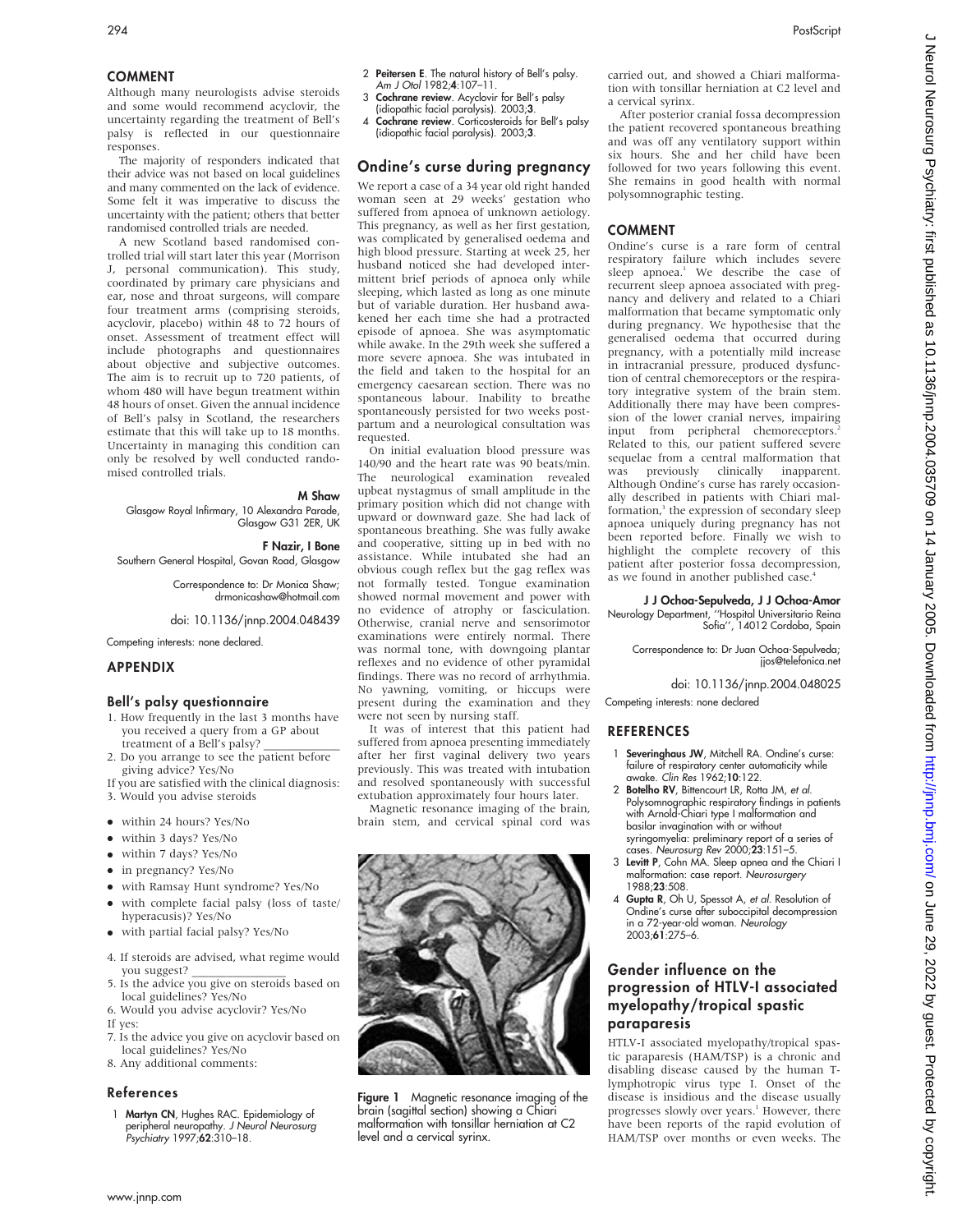## COMMENT

Although many neurologists advise steroids and some would recommend acyclovir, the uncertainty regarding the treatment of Bell's palsy is reflected in our questionnaire responses.

The majority of responders indicated that their advice was not based on local guidelines and many commented on the lack of evidence. Some felt it was imperative to discuss the uncertainty with the patient; others that better randomised controlled trials are needed.

A new Scotland based randomised controlled trial will start later this year (Morrison J, personal communication). This study, coordinated by primary care physicians and ear, nose and throat surgeons, will compare four treatment arms (comprising steroids, acyclovir, placebo) within 48 to 72 hours of onset. Assessment of treatment effect will include photographs and questionnaires about objective and subjective outcomes. The aim is to recruit up to 720 patients, of whom 480 will have begun treatment within 48 hours of onset. Given the annual incidence of Bell's palsy in Scotland, the researchers estimate that this will take up to 18 months. Uncertainty in managing this condition can only be resolved by well conducted randomised controlled trials.

**M Shaw**
Glasgow Royal Infirmary, 10 Alexandra Parade, Glasgow G31 2ER, UK

**F Nazir, I Bone**
Southern General Hospital, Govan Road, Glasgow

Correspondence to: Dr Monica Shaw; drmonicashaw@hotmail.com

doi: 10.1136/jnnp.2004.048439

Competing interests: none declared.

## APPENDIX

### Bell's palsy questionnaire

1. How frequently in the last 3 months have you received a query from a GP about treatment of a Bell's palsy? ____________
2. Do you arrange to see the patient before giving advice? Yes/No

If you are satisfied with the clinical diagnosis:

3. Would you advise steroids

- within 24 hours? Yes/No
- within 3 days? Yes/No
- within 7 days? Yes/No
- in pregnancy? Yes/No
- with Ramsay Hunt syndrome? Yes/No
- with complete facial palsy (loss of taste/hyperacusis)? Yes/No
- with partial facial palsy? Yes/No

4. If steroids are advised, what regime would you suggest? ________________
5. Is the advice you give on steroids based on local guidelines? Yes/No
6. Would you advise acyclovir? Yes/No

If yes:

7. Is the advice you give on acyclovir based on local guidelines? Yes/No
8. Any additional comments:

### References

1. **Martyn CN**, Hughes RAC. Epidemiology of peripheral neuropathy. *J Neurol Neurosurg Psychiatry* 1997;**62**:310–18.
2. **Peitersen E**. The natural history of Bell's palsy. *Am J Otol* 1982;**4**:107–11.
3. **Cochrane review**. Acyclovir for Bell's palsy (idiopathic facial paralysis). 2003;**3**.
4. **Cochrane review**. Corticosteroids for Bell's palsy (idiopathic facial paralysis). 2003;**3**.

## Ondine's curse during pregnancy

We report a case of a 34 year old right handed woman seen at 29 weeks' gestation who suffered from apnoea of unknown aetiology. This pregnancy, as well as her first gestation, was complicated by generalised oedema and high blood pressure. Starting at week 25, her husband noticed she had developed intermittent brief periods of apnoea only while sleeping, which lasted as long as one minute but of variable duration. Her husband awakened her each time she had a protracted episode of apnoea. She was asymptomatic while awake. In the 29th week she suffered a more severe apnoea. She was intubated in the field and taken to the hospital for an emergency caesarean section. There was no spontaneous labour. Inability to breathe spontaneously persisted for two weeks postpartum and a neurological consultation was requested.

On initial evaluation blood pressure was 140/90 and the heart rate was 90 beats/min. The neurological examination revealed upbeat nystagmus of small amplitude in the primary position which did not change with upward or downward gaze. She had lack of spontaneous breathing. She was fully awake and cooperative, sitting up in bed with no assistance. While intubated she had an obvious cough reflex but the gag reflex was not formally tested. Tongue examination showed normal movement and power with no evidence of atrophy or fasciculation. Otherwise, cranial nerve and sensorimotor examinations were entirely normal. There was normal tone, with downgoing plantar reflexes and no evidence of other pyramidal findings. There was no record of arrhythmia. No yawning, vomiting, or hiccups were present during the examination and they were not seen by nursing staff.

It was of interest that this patient had suffered from apnoea presenting immediately after her first vaginal delivery two years previously. This was treated with intubation and resolved spontaneously with successful extubation approximately four hours later.

Magnetic resonance imaging of the brain, brain stem, and cervical spinal cord was carried out, and showed a Chiari malformation with tonsillar herniation at C2 level and a cervical syrinx.

**Figure 1** Magnetic resonance imaging of the brain (sagittal section) showing a Chiari malformation with tonsillar herniation at C2 level and a cervical syrinx.

After posterior cranial fossa decompression the patient recovered spontaneous breathing and was off any ventilatory support within six hours. She and her child have been followed for two years following this event. She remains in good health with normal polysomnographic testing.

## COMMENT

Ondine's curse is a rare form of central respiratory failure which includes severe sleep apnoea.[1] We describe the case of recurrent sleep apnoea associated with pregnancy and delivery and related to a Chiari malformation that became symptomatic only during pregnancy. We hypothesise that the generalised oedema that occurred during pregnancy, with a potentially mild increase in intracranial pressure, produced dysfunction of central chemoreceptors or the respiratory integrative system of the brain stem. Additionally there may have been compression of the lower cranial nerves, impairing input from peripheral chemoreceptors.[2] Related to this, our patient suffered severe sequelae from a central malformation that was previously clinically inapparent. Although Ondine's curse has rarely occasionally described in patients with Chiari malformation,[3] the expression of secondary sleep apnoea uniquely during pregnancy has not been reported before. Finally we wish to highlight the complete recovery of this patient after posterior fossa decompression, as we found in another published case.[4]

**J J Ochoa-Sepulveda, J J Ochoa-Amor**
Neurology Department, "Hospital Universitario Reina Sofia", 14012 Cordoba, Spain

Correspondence to: Dr Juan Ochoa-Sepulveda; jjos@telefonica.net

doi: 10.1136/jnnp.2004.048025

Competing interests: none declared

## REFERENCES

1. **Severinghaus JW**, Mitchell RA. Ondine's curse: failure of respiratory center automaticity while awake. *Clin Res* 1962;**10**:122.
2. **Botelho RV**, Bittencourt LR, Rotta JM, *et al*. Polysomnographic respiratory findings in patients with Arnold-Chiari type I malformation and basilar invagination with or without syringomyelia: preliminary report of a series of cases. *Neurosurg Rev* 2000;**23**:151–5.
3. **Levitt P**, Cohn MA. Sleep apnea and the Chiari I malformation: case report. *Neurosurgery* 1988;**23**:508.
4. **Gupta R**, Oh U, Spessot A, *et al*. Resolution of Ondine's curse after suboccipital decompression in a 72-year-old woman. *Neurology* 2003;**61**:275–6.

## Gender influence on the progression of HTLV-I associated myelopathy/tropical spastic paraparesis

HTLV-I associated myelopathy/tropical spastic paraparesis (HAM/TSP) is a chronic and disabling disease caused by the human T-lymphotropic virus type I. Onset of the disease is insidious and the disease usually progresses slowly over years.[1] However, there have been reports of the rapid evolution of HAM/TSP over months or even weeks. The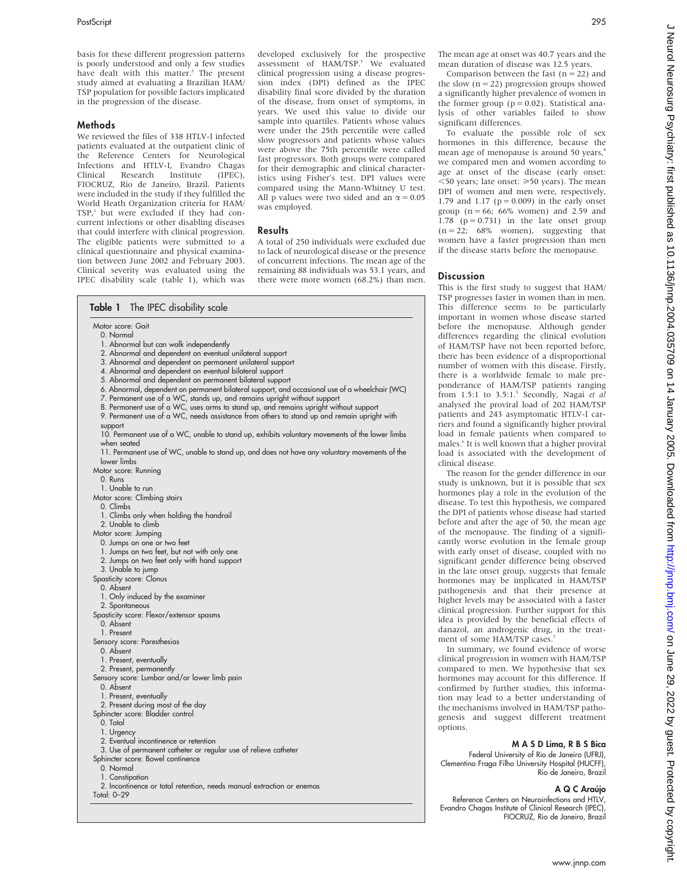basis for these different progression patterns is poorly understood and only a few studies have dealt with this matter.[2] The present study aimed at evaluating a Brazilian HAM/TSP population for possible factors implicated in the progression of the disease.

## Methods

We reviewed the files of 338 HTLV-I infected patients evaluated at the outpatient clinic of the Reference Centers for Neurological Infections and HTLV-I, Evandro Chagas Clinical Research Institute (IPEC), FIOCRUZ, Rio de Janeiro, Brazil. Patients were included in the study if they fulfilled the World Heath Organization criteria for HAM/TSP,[1] but were excluded if they had concurrent infections or other disabling diseases that could interfere with clinical progression. The eligible patients were submitted to a clinical questionnaire and physical examination between June 2002 and February 2003. Clinical severity was evaluated using the IPEC disability scale (table 1), which was developed exclusively for the prospective assessment of HAM/TSP.[3] We evaluated clinical progression using a disease progression index (DPI) defined as the IPEC disability final score divided by the duration of the disease, from onset of symptoms, in years. We used this value to divide our sample into quartiles. Patients whose values were under the 25th percentile were called slow progressors and patients whose values were above the 75th percentile were called fast progressors. Both groups were compared for their demographic and clinical characteristics using Fisher's test. DPI values were compared using the Mann-Whitney U test. All p values were two sided and an $\alpha = 0.05$ was employed.

## Results

A total of 250 individuals were excluded due to lack of neurological disease or the presence of concurrent infections. The mean age of the remaining 88 individuals was 53.1 years, and there were more women (68.2%) than men. The mean age at onset was 40.7 years and the mean duration of disease was 12.5 years.

Comparison between the fast (n = 22) and the slow (n = 22) progression groups showed a significantly higher prevalence of women in the former group (p = 0.02). Statistical analysis of other variables failed to show significant differences.

To evaluate the possible role of sex hormones in this difference, because the mean age of menopause is around 50 years,[4] we compared men and women according to age at onset of the disease (early onset: <50 years; late onset: ≥50 years). The mean DPI of women and men were, respectively, 1.79 and 1.17 (p = 0.009) in the early onset group (n = 66; 66% women) and 2.59 and 1.78 (p = 0.731) in the late onset group (n = 22; 68% women), suggesting that women have a faster progression than men if the disease starts before the menopause.

**Table 1** The IPEC disability scale

Motor score: Gait
- 0. Normal
- 1. Abnormal but can walk independently
- 2. Abnormal and dependent on eventual unilateral support
- 3. Abnormal and dependent on permanent unilateral support
- 4. Abnormal and dependent on eventual bilateral support
- 5. Abnormal and dependent on permanent bilateral support
- 6. Abnormal, dependent on permanent bilateral support, and occasional use of a wheelchair (WC)
- 7. Permanent use of a WC, stands up, and remains upright without support
- 8. Permanent use of a WC, uses arms to stand up, and remains upright without support
- 9. Permanent use of a WC, needs assistance from others to stand up and remain upright with support
- 10. Permanent use of a WC, unable to stand up, exhibits voluntary movements of the lower limbs when seated
- 11. Permanent use of WC, unable to stand up, and does not have any voluntary movements of the lower limbs

Motor score: Running
- 0. Runs
- 1. Unable to run

Motor score: Climbing stairs
- 0. Climbs
- 1. Climbs only when holding the handrail
- 2. Unable to climb

Motor score: Jumping
- 0. Jumps on one or two feet
- 1. Jumps on two feet, but not with only one
- 2. Jumps on two feet only with hand support
- 3. Unable to jump

Spasticity score: Clonus
- 0. Absent
- 1. Only induced by the examiner
- 2. Spontaneous

Spasticity score: Flexor/extensor spasms
- 0. Absent
- 1. Present

Sensory score: Paresthesias
- 0. Absent
- 1. Present, eventually
- 2. Present, permanently

Sensory score: Lumbar and/or lower limb pain
- 0. Absent
- 1. Present, eventually
- 2. Present during most of the day

Sphincter score: Bladder control
- 0. Total
- 1. Urgency
- 2. Eventual incontinence or retention
- 3. Use of permanent catheter or regular use of relieve catheter

Sphincter score: Bowel continence
- 0. Normal
- 1. Constipation
- 2. Incontinence or total retention, needs manual extraction or enemas

Total: 0–29

## Discussion

This is the first study to suggest that HAM/TSP progresses faster in women than in men. This difference seems to be particularly important in women whose disease started before the menopause. Although gender differences regarding the clinical evolution of HAM/TSP have not been reported before, there has been evidence of a disproportional number of women with this disease. Firstly, there is a worldwide female to male preponderance of HAM/TSP patients ranging from 1.5:1 to 3.5:1.[5] Secondly, Nagai *et al* analysed the proviral load of 202 HAM/TSP patients and 243 asymptomatic HTLV-I carriers and found a significantly higher proviral load in female patients when compared to males.[6] It is well known that a higher proviral load is associated with the development of clinical disease.

The reason for the gender difference in our study is unknown, but it is possible that sex hormones play a role in the evolution of the disease. To test this hypothesis, we compared the DPI of patients whose disease had started before and after the age of 50, the mean age of the menopause. The finding of a significantly worse evolution in the female group with early onset of disease, coupled with no significant gender difference being observed in the late onset group, suggests that female hormones may be implicated in HAM/TSP pathogenesis and that their presence at higher levels may be associated with a faster clinical progression. Further support for this idea is provided by the beneficial effects of danazol, an androgenic drug, in the treatment of some HAM/TSP cases.[7]

In summary, we found evidence of worse clinical progression in women with HAM/TSP compared to men. We hypothesise that sex hormones may account for this difference. If confirmed by further studies, this information may lead to a better understanding of the mechanisms involved in HAM/TSP pathogenesis and suggest different treatment options.

**M A S D Lima, R B S Bica**
Federal University of Rio de Janeiro (UFRJ), Clementino Fraga Filho University Hospital (HUCFF), Rio de Janeiro, Brazil

**A Q C Araújo**
Reference Centers on Neuroinfections and HTLV, Evandro Chagas Institute of Clinical Research (IPEC), FIOCRUZ, Rio de Janeiro, Brazil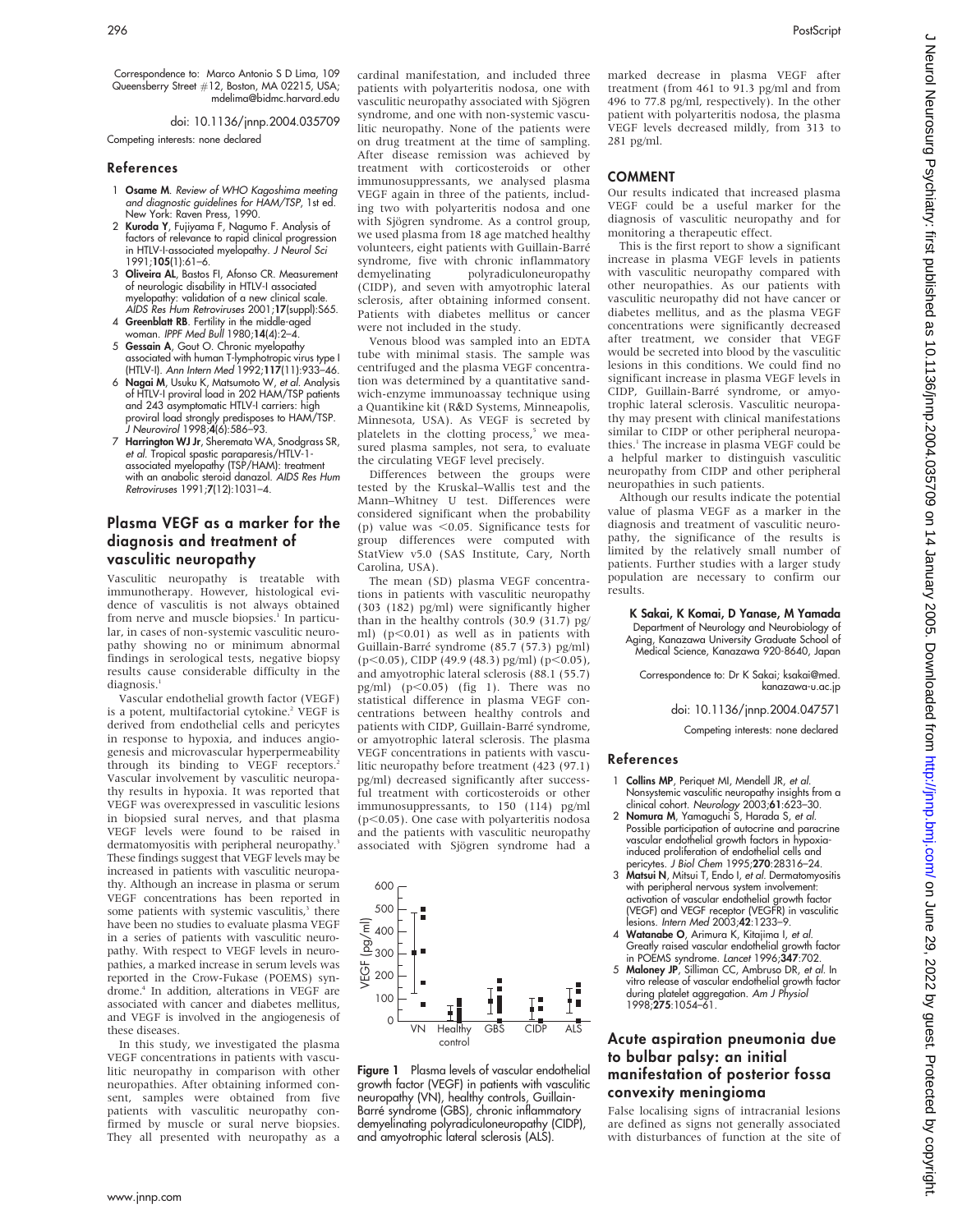Correspondence to: Marco Antonio S D Lima, 109 Queensberry Street #12, Boston, MA 02215, USA; mdelima@bidmc.harvard.edu

doi: 10.1136/jnnp.2004.035709

Competing interests: none declared

### References

1. **Osame M**. *Review of WHO Kagoshima meeting and diagnostic guidelines for HAM/TSP*, 1st ed. New York: Raven Press, 1990.
2. **Kuroda Y**, Fujiyama F, Nagumo F. Analysis of factors of relevance to rapid clinical progression in HTLV-I-associated myelopathy. *J Neurol Sci* 1991;**105**(1):61–6.
3. **Oliveira AL**, Bastos FI, Afonso CR. Measurement of neurologic disability in HTLV-I associated myelopathy: validation of a new clinical scale. *AIDS Res Hum Retroviruses* 2001;**17**(suppl):S65.
4. **Greenblatt RB**. Fertility in the middle-aged woman. *IPPF Med Bull* 1980;**14**(4):2–4.
5. **Gessain A**, Gout O. Chronic myelopathy associated with human T-lymphotropic virus type I (HTLV-I). *Ann Intern Med* 1992;**117**(11):933–46.
6. **Nagai M**, Usuku K, Matsumoto W, *et al*. Analysis of HTLV-I proviral load in 202 HAM/TSP patients and 243 asymptomatic HTLV-I carriers: high proviral load strongly predisposes to HAM/TSP. *J Neurovirol* 1998;**4**(6):586–93.
7. **Harrington WJ Jr**, Sheremata WA, Snodgrass SR, *et al*. Tropical spastic paraparesis/HTLV-1-associated myelopathy (TSP/HAM): treatment with an anabolic steroid danazol. *AIDS Res Hum Retroviruses* 1991;**7**(12):1031–4.

## Plasma VEGF as a marker for the diagnosis and treatment of vasculitic neuropathy

Vasculitic neuropathy is treatable with immunotherapy. However, histological evidence of vasculitis is not always obtained from nerve and muscle biopsies.[1] In particular, in cases of non-systemic vasculitic neuropathy showing no or minimum abnormal findings in serological tests, negative biopsy results cause considerable difficulty in the diagnosis.[1]

Vascular endothelial growth factor (VEGF) is a potent, multifactorial cytokine.[2] VEGF is derived from endothelial cells and pericytes in response to hypoxia, and induces angiogenesis and microvascular hyperpermeability through its binding to VEGF receptors.[2] Vascular involvement by vasculitic neuropathy results in hypoxia. It was reported that VEGF was overexpressed in vasculitic lesions in biopsied sural nerves, and that plasma VEGF levels were found to be raised in dermatomyositis with peripheral neuropathy.[3] These findings suggest that VEGF levels may be increased in patients with vasculitic neuropathy. Although an increase in plasma or serum VEGF concentrations has been reported in some patients with systemic vasculitis,[3] there have been no studies to evaluate plasma VEGF in a series of patients with vasculitic neuropathy. With respect to VEGF levels in neuropathies, a marked increase in serum levels was reported in the Crow-Fukase (POEMS) syndrome.[4] In addition, alterations in VEGF are associated with cancer and diabetes mellitus, and VEGF is involved in the angiogenesis of these diseases.

In this study, we investigated the plasma VEGF concentrations in patients with vasculitic neuropathy in comparison with other neuropathies. After obtaining informed consent, samples were obtained from five patients with vasculitic neuropathy confirmed by muscle or sural nerve biopsies. They all presented with neuropathy as a cardinal manifestation, and included three patients with polyarteritis nodosa, one with vasculitic neuropathy associated with Sjögren syndrome, and one with non-systemic vasculitic neuropathy. None of the patients were on drug treatment at the time of sampling. After disease remission was achieved by treatment with corticosteroids or other immunosuppressants, we analysed plasma VEGF again in three of the patients, including two with polyarteritis nodosa and one with Sjögren syndrome. As a control group, we used plasma from 18 age matched healthy volunteers, eight patients with Guillain-Barré syndrome, five with chronic inflammatory demyelinating polyradiculoneuropathy (CIDP), and seven with amyotrophic lateral sclerosis, after obtaining informed consent. Patients with diabetes mellitus or cancer were not included in the study.

Venous blood was sampled into an EDTA tube with minimal stasis. The sample was centrifuged and the plasma VEGF concentration was determined by a quantitative sandwich-enzyme immunoassay technique using a Quantikine kit (R&D Systems, Minneapolis, Minnesota, USA). As VEGF is secreted by platelets in the clotting process,[5] we measured plasma samples, not sera, to evaluate the circulating VEGF level precisely.

Differences between the groups were tested by the Kruskal–Wallis test and the Mann–Whitney U test. Differences were considered significant when the probability (p) value was $<0.05$. Significance tests for group differences were computed with StatView v5.0 (SAS Institute, Cary, North Carolina, USA).

The mean (SD) plasma VEGF concentrations in patients with vasculitic neuropathy (303 (182) pg/ml) were significantly higher than in the healthy controls (30.9 (31.7) pg/ml) ($p<0.01$) as well as in patients with Guillain-Barré syndrome (85.7 (57.3) pg/ml) ($p<0.05$), CIDP (49.9 (48.3) pg/ml) ($p<0.05$), and amyotrophic lateral sclerosis (88.1 (55.7) pg/ml) ($p<0.05$) (fig 1). There was no statistical difference in plasma VEGF concentrations between healthy controls and patients with CIDP, Guillain-Barré syndrome, or amyotrophic lateral sclerosis. The plasma VEGF concentrations in patients with vasculitic neuropathy before treatment (423 (97.1) pg/ml) decreased significantly after successful treatment with corticosteroids or other immunosuppressants, to 150 (114) pg/ml ($p<0.05$). One case with polyarteritis nodosa and the patients with vasculitic neuropathy associated with Sjögren syndrome had a marked decrease in plasma VEGF after treatment (from 461 to 91.3 pg/ml and from 496 to 77.8 pg/ml, respectively). In the other patient with polyarteritis nodosa, the plasma VEGF levels decreased mildly, from 313 to 281 pg/ml.

Figure 1 Plasma levels of vascular endothelial growth factor (VEGF) in patients with vasculitic neuropathy (VN), healthy controls, Guillain-Barré syndrome (GBS), chronic inflammatory demyelinating polyradiculoneuropathy (CIDP), and amyotrophic lateral sclerosis (ALS).

### COMMENT

Our results indicated that increased plasma VEGF could be a useful marker for the diagnosis of vasculitic neuropathy and for monitoring a therapeutic effect.

This is the first report to show a significant increase in plasma VEGF levels in patients with vasculitic neuropathy compared with other neuropathies. As our patients with vasculitic neuropathy did not have cancer or diabetes mellitus, and as the plasma VEGF concentrations were significantly decreased after treatment, we consider that VEGF would be secreted into blood by the vasculitic lesions in this conditions. We could find no significant increase in plasma VEGF levels in CIDP, Guillain-Barré syndrome, or amyotrophic lateral sclerosis. Vasculitic neuropathy may present with clinical manifestations similar to CIDP or other peripheral neuropathies.[1] The increase in plasma VEGF could be a helpful marker to distinguish vasculitic neuropathy from CIDP and other peripheral neuropathies in such patients.

Although our results indicate the potential value of plasma VEGF as a marker in the diagnosis and treatment of vasculitic neuropathy, the significance of the results is limited by the relatively small number of patients. Further studies with a larger study population are necessary to confirm our results.

**K Sakai, K Komai, D Yanase, M Yamada**
Department of Neurology and Neurobiology of Aging, Kanazawa University Graduate School of Medical Science, Kanazawa 920-8640, Japan

Correspondence to: Dr K Sakai; ksakai@med.kanazawa-u.ac.jp

doi: 10.1136/jnnp.2004.047571

Competing interests: none declared

### References

1. **Collins MP**, Periquet MI, Mendell JR, *et al*. Nonsystemic vasculitic neuropathy insights from a clinical cohort. *Neurology* 2003;**61**:623–30.
2. **Nomura M**, Yamaguchi S, Harada S, *et al*. Possible participation of autocrine and paracrine vascular endothelial growth factors in hypoxia-induced proliferation of endothelial cells and pericytes. *J Biol Chem* 1995;**270**:28316–24.
3. **Matsui N**, Mitsui T, Endo I, *et al*. Dermatomyositis with peripheral nervous system involvement: activation of vascular endothelial growth factor (VEGF) and VEGF receptor (VEGFR) in vasculitic lesions. *Intern Med* 2003;**42**:1233–9.
4. **Watanabe O**, Arimura K, Kitajima I, *et al*. Greatly raised vascular endothelial growth factor in POEMS syndrome. *Lancet* 1996;**347**:702.
5. **Maloney JP**, Silliman CC, Ambruso DR, *et al*. In vitro release of vascular endothelial growth factor during platelet aggregation. *Am J Physiol* 1998;**275**:1054–61.

## Acute aspiration pneumonia due to bulbar palsy: an initial manifestation of posterior fossa convexity meningioma

False localising signs of intracranial lesions are defined as signs not generally associated with disturbances of function at the site of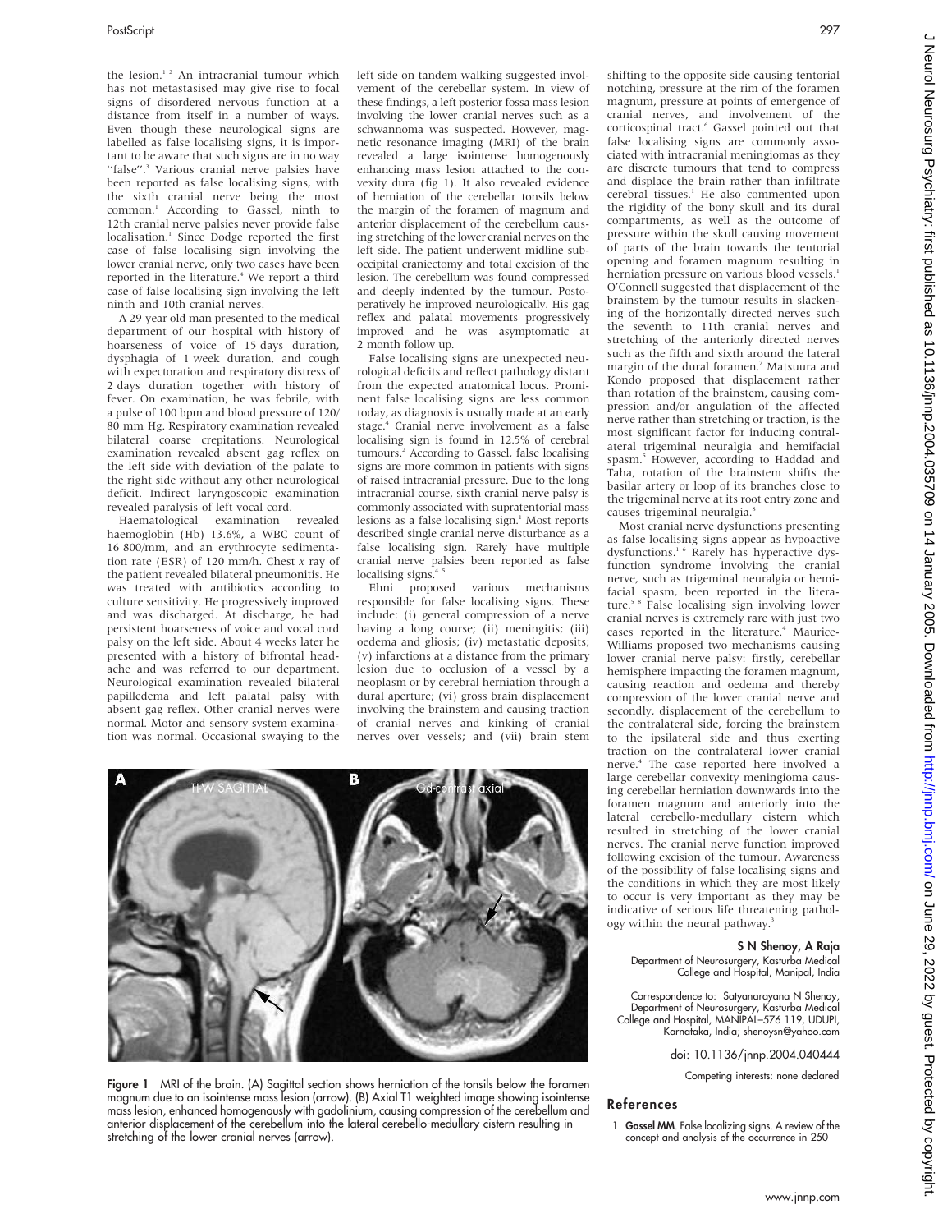the lesion.[1 2] An intracranial tumour which has not metastasised may give rise to focal signs of disordered nervous function at a distance from itself in a number of ways. Even though these neurological signs are labelled as false localising signs, it is important to be aware that such signs are in no way "false".[3] Various cranial nerve palsies have been reported as false localising signs, with the sixth cranial nerve being the most common.[1] According to Gassel, ninth to 12th cranial nerve palsies never provide false localisation.[1] Since Dodge reported the first case of false localising sign involving the lower cranial nerve, only two cases have been reported in the literature.[4] We report a third case of false localising sign involving the left ninth and 10th cranial nerves.

A 29 year old man presented to the medical department of our hospital with history of hoarseness of voice of 15 days duration, dysphagia of 1 week duration, and cough with expectoration and respiratory distress of 2 days duration together with history of fever. On examination, he was febrile, with a pulse of 100 bpm and blood pressure of 120/80 mm Hg. Respiratory examination revealed bilateral coarse crepitations. Neurological examination revealed absent gag reflex on the left side with deviation of the palate to the right side without any other neurological deficit. Indirect laryngoscopic examination revealed paralysis of left vocal cord.

Haematological examination revealed haemoglobin (Hb) 13.6%, a WBC count of 16 800/mm, and an erythrocyte sedimentation rate (ESR) of 120 mm/h. Chest *x* ray of the patient revealed bilateral pneumonitis. He was treated with antibiotics according to culture sensitivity. He progressively improved and was discharged. At discharge, he had persistent hoarseness of voice and vocal cord palsy on the left side. About 4 weeks later he presented with a history of bifrontal headache and was referred to our department. Neurological examination revealed bilateral papilledema and left palatal palsy with absent gag reflex. Other cranial nerves were normal. Motor and sensory system examination was normal. Occasional swaying to the left side on tandem walking suggested involvement of the cerebellar system. In view of these findings, a left posterior fossa mass lesion involving the lower cranial nerves such as a schwannoma was suspected. However, magnetic resonance imaging (MRI) of the brain revealed a large isointense homogenously enhancing mass lesion attached to the convexity dura (fig 1). It also revealed evidence of herniation of the cerebellar tonsils below the margin of the foramen of magnum and anterior displacement of the cerebellum causing stretching of the lower cranial nerves on the left side. The patient underwent midline suboccipital craniectomy and total excision of the lesion. The cerebellum was found compressed and deeply indented by the tumour. Postoperatively he improved neurologically. His gag reflex and palatal movements progressively improved and he was asymptomatic at 2 month follow up.

False localising signs are unexpected neurological deficits and reflect pathology distant from the expected anatomical locus. Prominent false localising signs are less common today, as diagnosis is usually made at an early stage.[4] Cranial nerve involvement as a false localising sign is found in 12.5% of cerebral tumours.[2] According to Gassel, false localising signs are more common in patients with signs of raised intracranial pressure. Due to the long intracranial course, sixth cranial nerve palsy is commonly associated with supratentorial mass lesions as a false localising sign.[1] Most reports described single cranial nerve disturbance as a false localising sign. Rarely have multiple cranial nerve palsies been reported as false localising signs.[4 5]

Ehni proposed various mechanisms responsible for false localising signs. These include: (i) general compression of a nerve having a long course; (ii) meningitis; (iii) oedema and gliosis; (iv) metastatic deposits; (v) infarctions at a distance from the primary lesion due to occlusion of a vessel by a neoplasm or by cerebral herniation through a dural aperture; (vi) gross brain displacement involving the brainstem and causing traction of cranial nerves and kinking of cranial nerves over vessels; and (vii) brain stem shifting to the opposite side causing tentorial notching, pressure at the rim of the foramen magnum, pressure at points of emergence of cranial nerves, and involvement of the corticospinal tract.[6] Gassel pointed out that false localising signs are commonly associated with intracranial meningiomas as they are discrete tumours that tend to compress and displace the brain rather than infiltrate cerebral tissues.[1] He also commented upon the rigidity of the bony skull and its dural compartments, as well as the outcome of pressure within the skull causing movement of parts of the brain towards the tentorial opening and foramen magnum resulting in herniation pressure on various blood vessels.[1] O'Connell suggested that displacement of the brainstem by the tumour results in slackening of the horizontally directed nerves such the seventh to 11th cranial nerves and stretching of the anteriorly directed nerves such as the fifth and sixth around the lateral margin of the dural foramen.[7] Matsuura and Kondo proposed that displacement rather than rotation of the brainstem, causing compression and/or angulation of the affected nerve rather than stretching or traction, is the most significant factor for inducing contralateral trigeminal neuralgia and hemifacial spasm.[5] However, according to Haddad and Taha, rotation of the brainstem shifts the basilar artery or loop of its branches close to the trigeminal nerve at its root entry zone and causes trigeminal neuralgia.[8]

Most cranial nerve dysfunctions presenting as false localising signs appear as hypoactive dysfunctions.[1 6] Rarely has hyperactive dysfunction syndrome involving the cranial nerve, such as trigeminal neuralgia or hemifacial spasm, been reported in the literature.[5 8] False localising sign involving lower cranial nerves is extremely rare with just two cases reported in the literature.[4] Maurice-Williams proposed two mechanisms causing lower cranial nerve palsy: firstly, cerebellar hemisphere impacting the foramen magnum, causing reaction and oedema and thereby compression of the lower cranial nerve and secondly, displacement of the cerebellum to the contralateral side, forcing the brainstem to the ipsilateral side and thus exerting traction on the contralateral lower cranial nerve.[4] The case reported here involved a large cerebellar convexity meningioma causing cerebellar herniation downwards into the foramen magnum and anteriorly into the lateral cerebello-medullary cistern which resulted in stretching of the lower cranial nerves. The cranial nerve function improved following excision of the tumour. Awareness of the possibility of false localising signs and the conditions in which they are most likely to occur is very important as they may be indicative of serious life threatening pathology within the neural pathway.[3]

**S N Shenoy, A Raja**
Department of Neurosurgery, Kasturba Medical College and Hospital, Manipal, India

Correspondence to: Satyanarayana N Shenoy, Department of Neurosurgery, Kasturba Medical College and Hospital, MANIPAL–576 119, UDUPI, Karnataka, India; shenoysn@yahoo.com

doi: 10.1136/jnnp.2004.040444

Competing interests: none declared

**Figure 1** MRI of the brain. (A) Sagittal section shows herniation of the tonsils below the foramen magnum due to an isointense mass lesion (arrow). (B) Axial T1 weighted image showing isointense mass lesion, enhanced homogenously with gadolinium, causing compression of the cerebellum and anterior displacement of the cerebellum into the lateral cerebello-medullary cistern resulting in stretching of the lower cranial nerves (arrow).

## References

1. **Gassel MM**. False localizing signs. A review of the concept and analysis of the occurrence in 250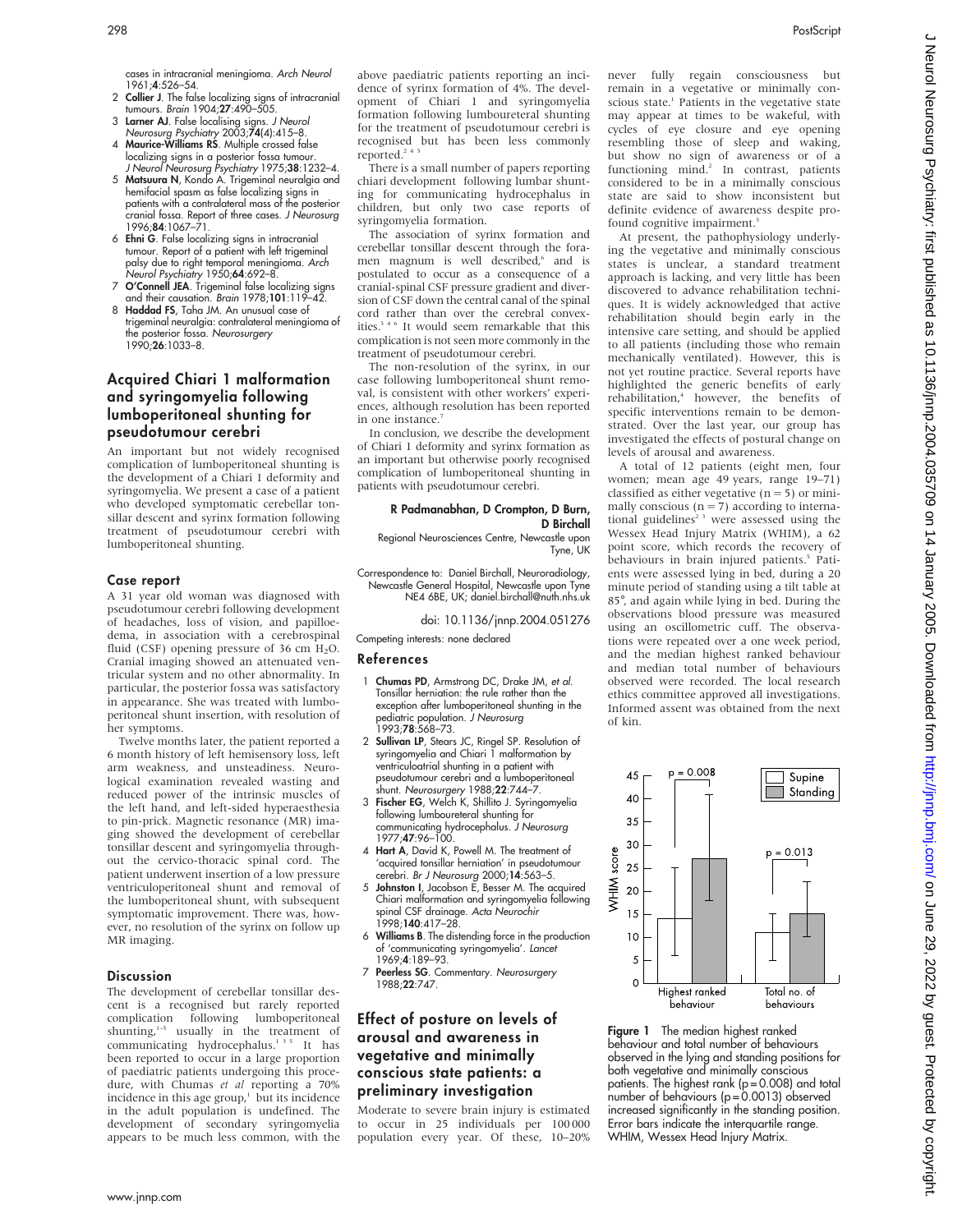cases in intracranial meningioma. *Arch Neurol* 1961;**4**:526–54.

2 **Collier J**. The false localizing signs of intracranial tumours. *Brain* 1904;**27**:490–505.
3 **Larner AJ**. False localising signs. *J Neurol Neurosurg Psychiatry* 2003;**74**(4):415–8.
4 **Maurice-Williams RS**. Multiple crossed false localizing signs in a posterior fossa tumour. *J Neurol Neurosurg Psychiatry* 1975;**38**:1232–4.
5 **Matsuura N**, Kondo A. Trigeminal neuralgia and hemifacial spasm as false localizing signs in patients with a contralateral mass of the posterior cranial fossa. Report of three cases. *J Neurosurg* 1996;**84**:1067–71.
6 **Ehni G**. False localizing signs in intracranial tumour. Report of a patient with left trigeminal palsy due to right temporal meningioma. *Arch Neurol Psychiatry* 1950;**64**:692–8.
7 **O'Connell JEA**. Trigeminal false localizing signs and their causation. *Brain* 1978;**101**:119–42.
8 **Haddad FS**, Taha JM. An unusual case of trigeminal neuralgia: contralateral meningioma of the posterior fossa. *Neurosurgery* 1990;**26**:1033–8.

## Acquired Chiari 1 malformation and syringomyelia following lumboperitoneal shunting for pseudotumour cerebri

An important but not widely recognised complication of lumboperitoneal shunting is the development of a Chiari 1 deformity and syringomyelia. We present a case of a patient who developed symptomatic cerebellar tonsillar descent and syrinx formation following treatment of pseudotumour cerebri with lumboperitoneal shunting.

### Case report

A 31 year old woman was diagnosed with pseudotumour cerebri following development of headaches, loss of vision, and papilloedema, in association with a cerebrospinal fluid (CSF) opening pressure of 36 cm $H_2O$. Cranial imaging showed an attenuated ventricular system and no other abnormality. In particular, the posterior fossa was satisfactory in appearance. She was treated with lumboperitoneal shunt insertion, with resolution of her symptoms.

Twelve months later, the patient reported a 6 month history of left hemisensory loss, left arm weakness, and unsteadiness. Neurological examination revealed wasting and reduced power of the intrinsic muscles of the left hand, and left-sided hyperaesthesia to pin-prick. Magnetic resonance (MR) imaging showed the development of cerebellar tonsillar descent and syringomyelia throughout the cervico-thoracic spinal cord. The patient underwent insertion of a low pressure ventriculoperitoneal shunt and removal of the lumboperitoneal shunt, with subsequent symptomatic improvement. There was, however, no resolution of the syrinx on follow up MR imaging.

### Discussion

The development of cerebellar tonsillar descent is a recognised but rarely reported complication following lumboperitoneal shunting,[1–5] usually in the treatment of communicating hydrocephalus.[1 3 5] It has been reported to occur in a large proportion of paediatric patients undergoing this procedure, with Chumas *et al* reporting a 70% incidence in this age group,[1] but its incidence in the adult population is undefined. The development of secondary syringomyelia appears to be much less common, with the above paediatric patients reporting an incidence of syrinx formation of 4%. The development of Chiari 1 and syringomyelia formation following lumboureteral shunting for the treatment of pseudotumour cerebri is recognised but has been less commonly reported.[2 4 5]

There is a small number of papers reporting chiari development following lumbar shunting for communicating hydrocephalus in children, but only two case reports of syringomyelia formation.

The association of syrinx formation and cerebellar tonsillar descent through the foramen magnum is well described,[6] and is postulated to occur as a consequence of a cranial-spinal CSF pressure gradient and diversion of CSF down the central canal of the spinal cord rather than over the cerebral convexities.[3 4 6] It would seem remarkable that this complication is not seen more commonly in the treatment of pseudotumour cerebri.

The non-resolution of the syrinx, in our case following lumboperitoneal shunt removal, is consistent with other workers' experiences, although resolution has been reported in one instance.[7]

In conclusion, we describe the development of Chiari 1 deformity and syrinx formation as an important but otherwise poorly recognised complication of lumboperitoneal shunting in patients with pseudotumour cerebri.

**R Padmanabhan, D Crompton, D Burn, D Birchall**
Regional Neurosciences Centre, Newcastle upon Tyne, UK

Correspondence to: Daniel Birchall, Neuroradiology, Newcastle General Hospital, Newcastle upon Tyne NE4 6BE, UK; daniel.birchall@nuth.nhs.uk

doi: 10.1136/jnnp.2004.051276

Competing interests: none declared

### References

1 **Chumas PD**, Armstrong DC, Drake JM, *et al*. Tonsillar herniation: the rule rather than the exception after lumboperitoneal shunting in the pediatric population. *J Neurosurg* 1993;**78**:568–73.
2 **Sullivan LP**, Stears JC, Ringel SP. Resolution of syringomyelia and Chiari 1 malformation by ventriculoatrial shunting in a patient with pseudotumour cerebri and a lumboperitoneal shunt. *Neurosurgery* 1988;**22**:744–7.
3 **Fischer EG**, Welch K, Shillito J. Syringomyelia following lumboureteral shunting for communicating hydrocephalus. *J Neurosurg* 1977;**47**:96–100.
4 **Hart A**, David K, Powell M. The treatment of 'acquired tonsillar herniation' in pseudotumour cerebri. *Br J Neurosurg* 2000;**14**:563–5.
5 **Johnston I**, Jacobson E, Besser M. The acquired Chiari malformation and syringomyelia following spinal CSF drainage. *Acta Neurochir* 1998;**140**:417–28.
6 **Williams B**. The distending force in the production of 'communicating syringomyelia'. *Lancet* 1969;**4**:189–93.
7 **Peerless SG**. Commentary. *Neurosurgery* 1988;**22**:747.

## Effect of posture on levels of arousal and awareness in vegetative and minimally conscious state patients: a preliminary investigation

Moderate to severe brain injury is estimated to occur in 25 individuals per 100 000 population every year. Of these, 10–20% never fully regain consciousness but remain in a vegetative or minimally conscious state.[1] Patients in the vegetative state may appear at times to be wakeful, with cycles of eye closure and eye opening resembling those of sleep and waking, but show no sign of awareness or of a functioning mind.[2] In contrast, patients considered to be in a minimally conscious state are said to show inconsistent but definite evidence of awareness despite profound cognitive impairment.[3]

At present, the pathophysiology underlying the vegetative and minimally conscious states is unclear, a standard treatment approach is lacking, and very little has been discovered to advance rehabilitation techniques. It is widely acknowledged that active rehabilitation should begin early in the intensive care setting, and should be applied to all patients (including those who remain mechanically ventilated). However, this is not yet routine practice. Several reports have highlighted the generic benefits of early rehabilitation,[4] however, the benefits of specific interventions remain to be demonstrated. Over the last year, our group has investigated the effects of postural change on levels of arousal and awareness.

A total of 12 patients (eight men, four women; mean age 49 years, range 19–71) classified as either vegetative (n = 5) or minimally conscious (n = 7) according to international guidelines[2 3] were assessed using the Wessex Head Injury Matrix (WHIM), a 62 point score, which records the recovery of behaviours in brain injured patients.[5] Patients were assessed lying in bed, during a 20 minute period of standing using a tilt table at 85°, and again while lying in bed. During the observations blood pressure was measured using an oscillometric cuff. The observations were repeated over a one week period, and the median highest ranked behaviour and median total number of behaviours observed were recorded. The local research ethics committee approved all investigations. Informed assent was obtained from the next of kin.

**Figure 1** The median highest ranked behaviour and total number of behaviours observed in the lying and standing positions for both vegetative and minimally conscious patients. The highest rank (p = 0.008) and total number of behaviours (p = 0.0013) observed increased significantly in the standing position. Error bars indicate the interquartile range. WHIM, Wessex Head Injury Matrix.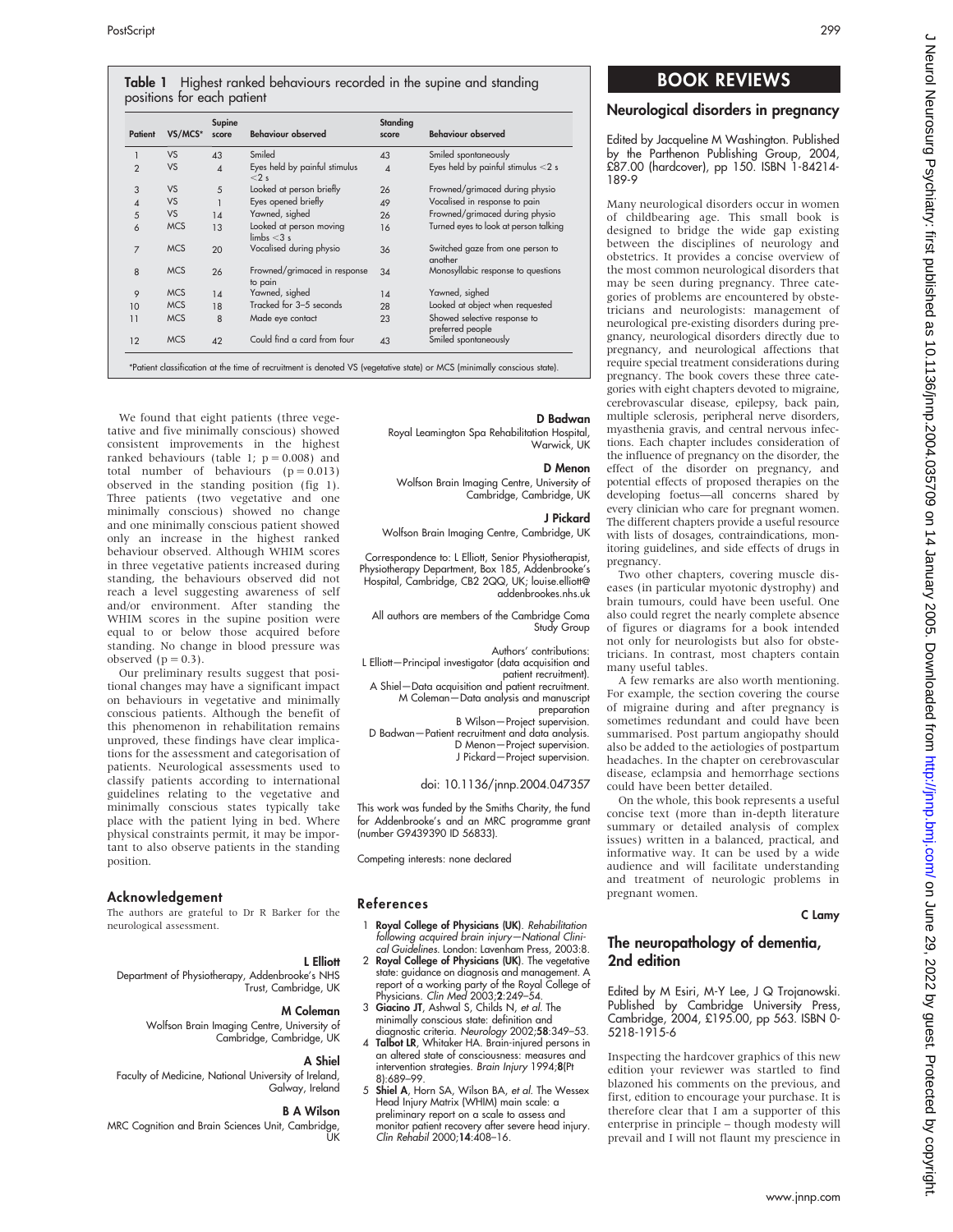**Table 1** Highest ranked behaviours recorded in the supine and standing positions for each patient

| Patient | VS/MCS* | Supine score | Behaviour observed | Standing score | Behaviour observed |
|---|---|---|---|---|---|
| 1 | VS | 43 | Smiled | 43 | Smiled spontaneously |
| 2 | VS | 4 | Eyes held by painful stimulus <2 s | 4 | Eyes held by painful stimulus <2 s |
| 3 | VS | 5 | Looked at person briefly | 26 | Frowned/grimaced during physio |
| 4 | VS | 1 | Eyes opened briefly | 49 | Vocalised in response to pain |
| 5 | VS | 14 | Yawned, sighed | 26 | Frowned/grimaced during physio |
| 6 | MCS | 13 | Looked at person moving limbs <3 s | 16 | Turned eyes to look at person talking |
| 7 | MCS | 20 | Vocalised during physio | 36 | Switched gaze from one person to another |
| 8 | MCS | 26 | Frowned/grimaced in response to pain | 34 | Monosyllabic response to questions |
| 9 | MCS | 14 | Yawned, sighed | 14 | Yawned, sighed |
| 10 | MCS | 18 | Tracked for 3–5 seconds | 28 | Looked at object when requested |
| 11 | MCS | 8 | Made eye contact | 23 | Showed selective response to preferred people |
| 12 | MCS | 42 | Could find a card from four | 43 | Smiled spontaneously |

*Patient classification at the time of recruitment is denoted VS (vegetative state) or MCS (minimally conscious state).

We found that eight patients (three vegetative and five minimally conscious) showed consistent improvements in the highest ranked behaviours (table 1; $p = 0.008$) and total number of behaviours ($p = 0.013$) observed in the standing position (fig 1). Three patients (two vegetative and one minimally conscious) showed no change and one minimally conscious patient showed only an increase in the highest ranked behaviour observed. Although WHIM scores in three vegetative patients increased during standing, the behaviours observed did not reach a level suggesting awareness of self and/or environment. After standing the WHIM scores in the supine position were equal to or below those acquired before standing. No change in blood pressure was observed ($p = 0.3$).

Our preliminary results suggest that positional changes may have a significant impact on behaviours in vegetative and minimally conscious patients. Although the benefit of this phenomenon in rehabilitation remains unproved, these findings have clear implications for the assessment and categorisation of patients. Neurological assessments used to classify patients according to international guidelines relating to the vegetative and minimally conscious states typically take place with the patient lying in bed. Where physical constraints permit, it may be important to also observe patients in the standing position.

## Acknowledgement

The authors are grateful to Dr R Barker for the neurological assessment.

**L Elliott**
Department of Physiotherapy, Addenbrooke's NHS Trust, Cambridge, UK

**M Coleman**
Wolfson Brain Imaging Centre, University of Cambridge, Cambridge, UK

**A Shiel**
Faculty of Medicine, National University of Ireland, Galway, Ireland

**B A Wilson**
MRC Cognition and Brain Sciences Unit, Cambridge, UK

**D Badwan**
Royal Leamington Spa Rehabilitation Hospital, Warwick, UK

**D Menon**
Wolfson Brain Imaging Centre, University of Cambridge, Cambridge, UK

**J Pickard**
Wolfson Brain Imaging Centre, Cambridge, UK

Correspondence to: L Elliott, Senior Physiotherapist, Physiotherapy Department, Box 185, Addenbrooke's Hospital, Cambridge, CB2 2QQ, UK; louise.elliott@addenbrookes.nhs.uk

All authors are members of the Cambridge Coma Study Group

Authors' contributions:
L Elliott—Principal investigator (data acquisition and patient recruitment).
A Shiel—Data acquisition and patient recruitment.
M Coleman—Data analysis and manuscript preparation
B Wilson—Project supervision.
D Badwan—Patient recruitment and data analysis.
D Menon—Project supervision.
J Pickard—Project supervision.

doi: 10.1136/jnnp.2004.047357

This work was funded by the Smiths Charity, the fund for Addenbrooke's and an MRC programme grant (number G9439390 ID 56833).

Competing interests: none declared

## References

1. **Royal College of Physicians (UK)**. *Rehabilitation following acquired brain injury—National Clinical Guidelines*. London: Lavenham Press, 2003:8.
2. **Royal College of Physicians (UK)**. The vegetative state: guidance on diagnosis and management. A report of a working party of the Royal College of Physicians. *Clin Med* 2003;**2**:249–54.
3. **Giacino JT**, Ashwal S, Childs N, *et al*. The minimally conscious state: definition and diagnostic criteria. *Neurology* 2002;**58**:349–53.
4. **Talbot LR**, Whitaker HA. Brain-injured persons in an altered state of consciousness: measures and intervention strategies. *Brain Injury* 1994;**8**(Pt 8):689–99.
5. **Shiel A**, Horn SA, Wilson BA, *et al*. The Wessex Head Injury Matrix (WHIM) main scale: a preliminary report on a scale to assess and monitor patient recovery after severe head injury. *Clin Rehabil* 2000;**14**:408–16.

# BOOK REVIEWS

## Neurological disorders in pregnancy

Edited by Jacqueline M Washington. Published by the Parthenon Publishing Group, 2004, £87.00 (hardcover), pp 150. ISBN 1-84214-189-9

Many neurological disorders occur in women of childbearing age. This small book is designed to bridge the wide gap existing between the disciplines of neurology and obstetrics. It provides a concise overview of the most common neurological disorders that may be seen during pregnancy. Three categories of problems are encountered by obstetricians and neurologists: management of neurological pre-existing disorders during pregnancy, neurological disorders directly due to pregnancy, and neurological affections that require special treatment considerations during pregnancy. The book covers these three categories with eight chapters devoted to migraine, cerebrovascular disease, epilepsy, back pain, multiple sclerosis, peripheral nerve disorders, myasthenia gravis, and central nervous infections. Each chapter includes consideration of the influence of pregnancy on the disorder, the effect of the disorder on pregnancy, and potential effects of proposed therapies on the developing foetus—all concerns shared by every clinician who care for pregnant women. The different chapters provide a useful resource with lists of dosages, contraindications, monitoring guidelines, and side effects of drugs in pregnancy.

Two other chapters, covering muscle diseases (in particular myotonic dystrophy) and brain tumours, could have been useful. One also could regret the nearly complete absence of figures or diagrams for a book intended not only for neurologists but also for obstetricians. In contrast, most chapters contain many useful tables.

A few remarks are also worth mentioning. For example, the section covering the course of migraine during and after pregnancy is sometimes redundant and could have been summarised. Post partum angiopathy should also be added to the aetiologies of postpartum headaches. In the chapter on cerebrovascular disease, eclampsia and hemorrhage sections could have been better detailed.

On the whole, this book represents a useful concise text (more than in-depth literature summary or detailed analysis of complex issues) written in a balanced, practical, and informative way. It can be used by a wide audience and will facilitate understanding and treatment of neurologic problems in pregnant women.

**C Lamy**

## The neuropathology of dementia, 2nd edition

Edited by M Esiri, M-Y Lee, J Q Trojanowski. Published by Cambridge University Press, Cambridge, 2004, £195.00, pp 563. ISBN 0-5218-1915-6

Inspecting the hardcover graphics of this new edition your reviewer was startled to find blazoned his comments on the previous, and first, edition to encourage your purchase. It is therefore clear that I am a supporter of this enterprise in principle – though modesty will prevail and I will not flaunt my prescience in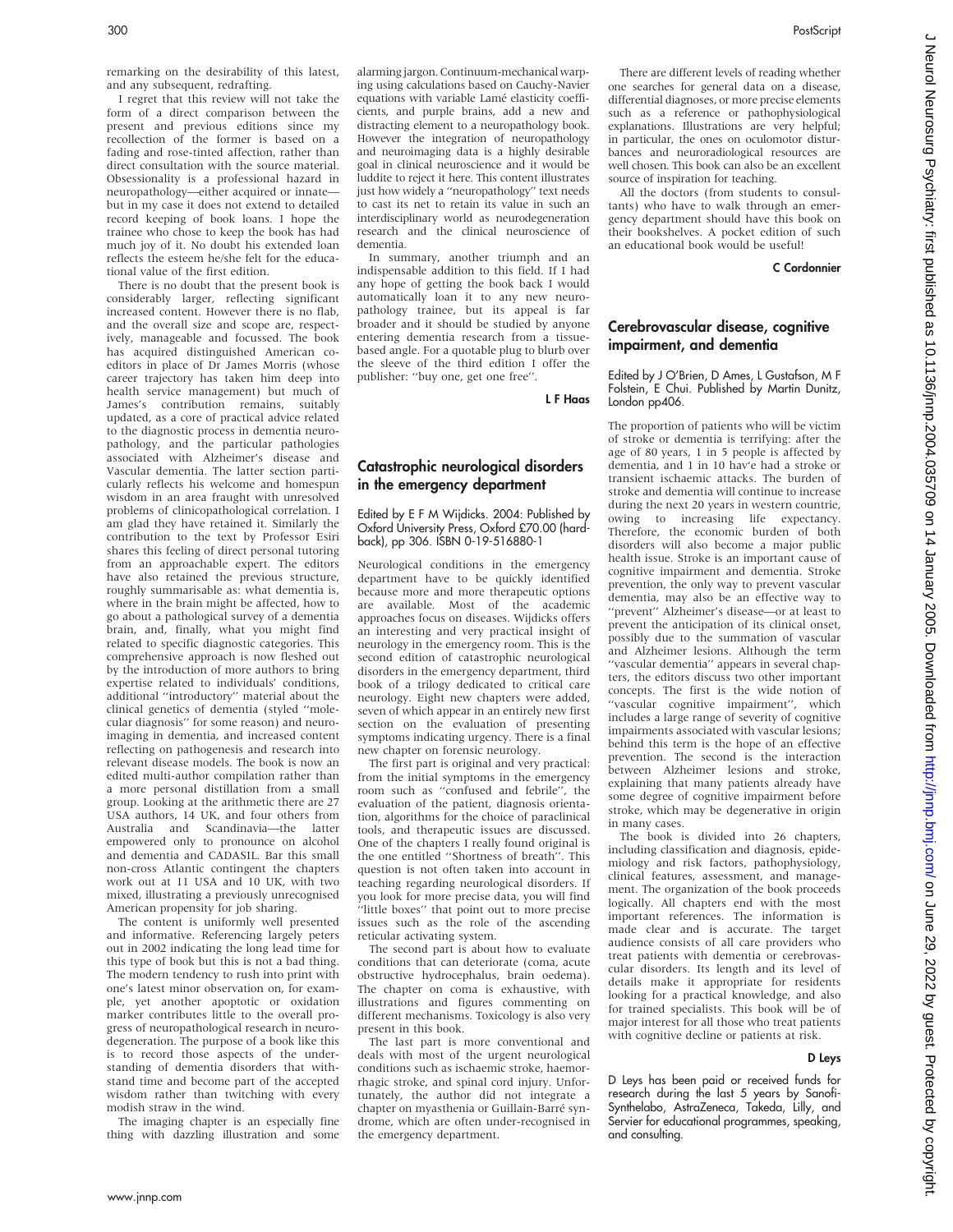remarking on the desirability of this latest, and any subsequent, redrafting.

I regret that this review will not take the form of a direct comparison between the present and previous editions since my recollection of the former is based on a fading and rose-tinted affection, rather than direct consultation with the source material. Obsessionality is a professional hazard in neuropathology—either acquired or innate—but in my case it does not extend to detailed record keeping of book loans. I hope the trainee who chose to keep the book has had much joy of it. No doubt his extended loan reflects the esteem he/she felt for the educational value of the first edition.

There is no doubt that the present book is considerably larger, reflecting significant increased content. However there is no flab, and the overall size and scope are, respectively, manageable and focussed. The book has acquired distinguished American coeditors in place of Dr James Morris (whose career trajectory has taken him deep into health service management) but much of James's contribution remains, suitably updated, as a core of practical advice related to the diagnostic process in dementia neuropathology, and the particular pathologies associated with Alzheimer's disease and Vascular dementia. The latter section particularly reflects his welcome and homespun wisdom in an area fraught with unresolved problems of clinicopathological correlation. I am glad they have retained it. Similarly the contribution to the text by Professor Esiri shares this feeling of direct personal tutoring from an approachable expert. The editors have also retained the previous structure, roughly summarisable as: what dementia is, where in the brain might be affected, how to go about a pathological survey of a dementia brain, and, finally, what you might find related to specific diagnostic categories. This comprehensive approach is now fleshed out by the introduction of more authors to bring expertise related to individuals' conditions, additional ''introductory'' material about the clinical genetics of dementia (styled ''molecular diagnosis'' for some reason) and neuroimaging in dementia, and increased content reflecting on pathogenesis and research into relevant disease models. The book is now an edited multi-author compilation rather than a more personal distillation from a small group. Looking at the arithmetic there are 27 USA authors, 14 UK, and four others from Australia and Scandinavia—the latter empowered only to pronounce on alcohol and dementia and CADASIL. Bar this small non-cross Atlantic contingent the chapters work out at 11 USA and 10 UK, with two mixed, illustrating a previously unrecognised American propensity for job sharing.

The content is uniformly well presented and informative. Referencing largely peters out in 2002 indicating the long lead time for this type of book but this is not a bad thing. The modern tendency to rush into print with one's latest minor observation on, for example, yet another apoptotic or oxidation marker contributes little to the overall progress of neuropathological research in neurodegeneration. The purpose of a book like this is to record those aspects of the understanding of dementia disorders that withstand time and become part of the accepted wisdom rather than twitching with every modish straw in the wind.

The imaging chapter is an especially fine thing with dazzling illustration and some alarming jargon. Continuum-mechanical warping using calculations based on Cauchy-Navier equations with variable Lamé elasticity coefficients, and purple brains, add a new and distracting element to a neuropathology book. However the integration of neuropathology and neuroimaging data is a highly desirable goal in clinical neuroscience and it would be luddite to reject it here. This content illustrates just how widely a ''neuropathology'' text needs to cast its net to retain its value in such an interdisciplinary world as neurodegeneration research and the clinical neuroscience of dementia.

In summary, another triumph and an indispensable addition to this field. If I had any hope of getting the book back I would automatically loan it to any new neuropathology trainee, but its appeal is far broader and it should be studied by anyone entering dementia research from a tissue-based angle. For a quotable plug to blurb over the sleeve of the third edition I offer the publisher: ''buy one, get one free''.

**L F Haas**

## Catastrophic neurological disorders in the emergency department

Edited by E F M Wijdicks. 2004: Published by Oxford University Press, Oxford £70.00 (hardback), pp 306. ISBN 0-19-516880-1

Neurological conditions in the emergency department have to be quickly identified because more and more therapeutic options are available. Most of the academic approaches focus on diseases. Wijdicks offers an interesting and very practical insight of neurology in the emergency room. This is the second edition of catastrophic neurological disorders in the emergency department, third book of a trilogy dedicated to critical care neurology. Eight new chapters were added, seven of which appear in an entirely new first section on the evaluation of presenting symptoms indicating urgency. There is a final new chapter on forensic neurology.

The first part is original and very practical: from the initial symptoms in the emergency room such as ''confused and febrile'', the evaluation of the patient, diagnosis orientation, algorithms for the choice of paraclinical tools, and therapeutic issues are discussed. One of the chapters I really found original is the one entitled ''Shortness of breath''. This question is not often taken into account in teaching regarding neurological disorders. If you look for more precise data, you will find ''little boxes'' that point out to more precise issues such as the role of the ascending reticular activating system.

The second part is about how to evaluate conditions that can deteriorate (coma, acute obstructive hydrocephalus, brain oedema). The chapter on coma is exhaustive, with illustrations and figures commenting on different mechanisms. Toxicology is also very present in this book.

The last part is more conventional and deals with most of the urgent neurological conditions such as ischaemic stroke, haemorrhagic stroke, and spinal cord injury. Unfortunately, the author did not integrate a chapter on myasthenia or Guillain-Barré syndrome, which are often under-recognised in the emergency department.

There are different levels of reading whether one searches for general data on a disease, differential diagnoses, or more precise elements such as a reference or pathophysiological explanations. Illustrations are very helpful; in particular, the ones on oculomotor disturbances and neuroradiological resources are well chosen. This book can also be an excellent source of inspiration for teaching.

All the doctors (from students to consultants) who have to walk through an emergency department should have this book on their bookshelves. A pocket edition of such an educational book would be useful!

**C Cordonnier**

## Cerebrovascular disease, cognitive impairment, and dementia

Edited by J O'Brien, D Ames, L Gustafson, M F Folstein, E Chui. Published by Martin Dunitz, London pp406.

The proportion of patients who will be victim of stroke or dementia is terrifying: after the age of 80 years, 1 in 5 people is affected by dementia, and 1 in 10 hav'e had a stroke or transient ischaemic attacks. The burden of stroke and dementia will continue to increase during the next 20 years in western countrie, owing to increasing life expectancy. Therefore, the economic burden of both disorders will also become a major public health issue. Stroke is an important cause of cognitive impairment and dementia. Stroke prevention, the only way to prevent vascular dementia, may also be an effective way to ''prevent'' Alzheimer's disease—or at least to prevent the anticipation of its clinical onset, possibly due to the summation of vascular and Alzheimer lesions. Although the term ''vascular dementia'' appears in several chapters, the editors discuss two other important concepts. The first is the wide notion of ''vascular cognitive impairment'', which includes a large range of severity of cognitive impairments associated with vascular lesions; behind this term is the hope of an effective prevention. The second is the interaction between Alzheimer lesions and stroke, explaining that many patients already have some degree of cognitive impairment before stroke, which may be degenerative in origin in many cases.

The book is divided into 26 chapters, including classification and diagnosis, epidemiology and risk factors, pathophysiology, clinical features, assessment, and management. The organization of the book proceeds logically. All chapters end with the most important references. The information is made clear and is accurate. The target audience consists of all care providers who treat patients with dementia or cerebrovascular disorders. Its length and its level of details make it appropriate for residents looking for a practical knowledge, and also for trained specialists. This book will be of major interest for all those who treat patients with cognitive decline or patients at risk.

**D Leys**

D Leys has been paid or received funds for research during the last 5 years by Sanofi-Synthelabo, AstraZeneca, Takeda, Lilly, and Servier for educational programmes, speaking, and consulting.